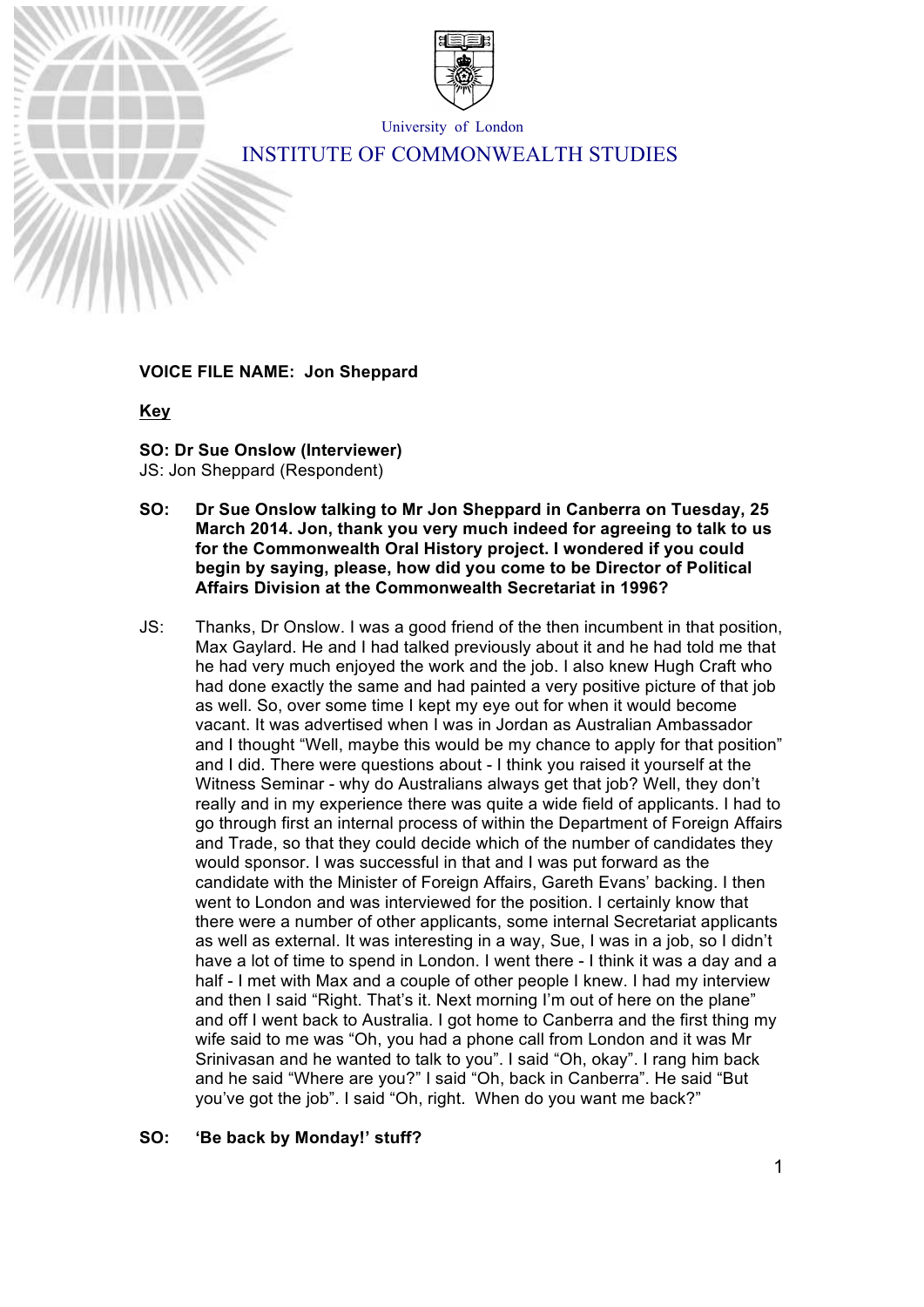University of London

# INSTITUTE OF COMMONWEALTH STUDIES

**VOICE FILE NAME: Jon Sheppard**

**Key**

**SO: Dr Sue Onslow (Interviewer)**
JS: Jon Sheppard (Respondent)

**SO: Dr Sue Onslow talking to Mr Jon Sheppard in Canberra on Tuesday, 25 March 2014. Jon, thank you very much indeed for agreeing to talk to us for the Commonwealth Oral History project. I wondered if you could begin by saying, please, how did you come to be Director of Political Affairs Division at the Commonwealth Secretariat in 1996?**

JS: Thanks, Dr Onslow. I was a good friend of the then incumbent in that position, Max Gaylard. He and I had talked previously about it and he had told me that he had very much enjoyed the work and the job. I also knew Hugh Craft who had done exactly the same and had painted a very positive picture of that job as well. So, over some time I kept my eye out for when it would become vacant. It was advertised when I was in Jordan as Australian Ambassador and I thought "Well, maybe this would be my chance to apply for that position" and I did. There were questions about - I think you raised it yourself at the Witness Seminar - why do Australians always get that job? Well, they don't really and in my experience there was quite a wide field of applicants. I had to go through first an internal process of within the Department of Foreign Affairs and Trade, so that they could decide which of the number of candidates they would sponsor. I was successful in that and I was put forward as the candidate with the Minister of Foreign Affairs, Gareth Evans' backing. I then went to London and was interviewed for the position. I certainly know that there were a number of other applicants, some internal Secretariat applicants as well as external. It was interesting in a way, Sue, I was in a job, so I didn't have a lot of time to spend in London. I went there - I think it was a day and a half - I met with Max and a couple of other people I knew. I had my interview and then I said "Right. That's it. Next morning I'm out of here on the plane" and off I went back to Australia. I got home to Canberra and the first thing my wife said to me was "Oh, you had a phone call from London and it was Mr Srinivasan and he wanted to talk to you". I said "Oh, okay". I rang him back and he said "Where are you?" I said "Oh, back in Canberra". He said "But you've got the job". I said "Oh, right. When do you want me back?"

**SO: 'Be back by Monday!' stuff?**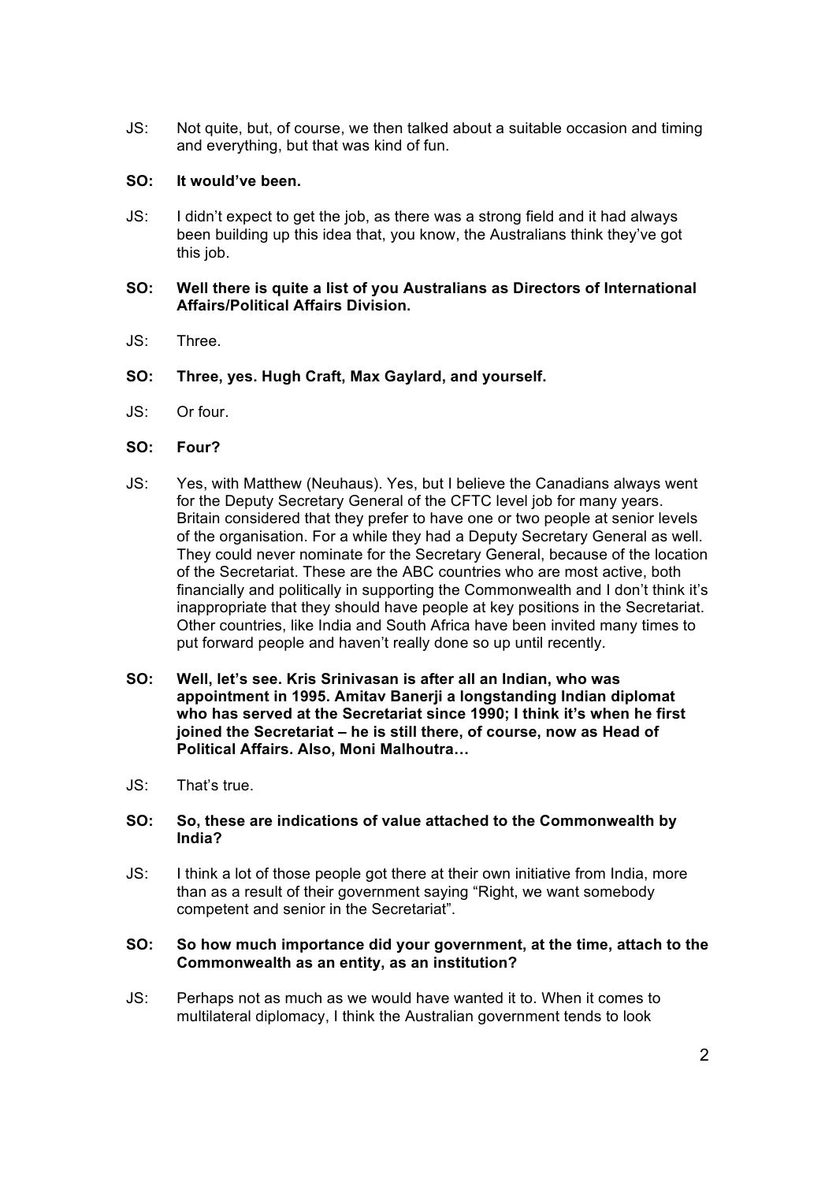JS: Not quite, but, of course, we then talked about a suitable occasion and timing and everything, but that was kind of fun.

**SO: It would've been.**

JS: I didn't expect to get the job, as there was a strong field and it had always been building up this idea that, you know, the Australians think they've got this job.

**SO: Well there is quite a list of you Australians as Directors of International Affairs/Political Affairs Division.**

JS: Three.

**SO: Three, yes. Hugh Craft, Max Gaylard, and yourself.**

JS: Or four.

**SO: Four?**

JS: Yes, with Matthew (Neuhaus). Yes, but I believe the Canadians always went for the Deputy Secretary General of the CFTC level job for many years. Britain considered that they prefer to have one or two people at senior levels of the organisation. For a while they had a Deputy Secretary General as well. They could never nominate for the Secretary General, because of the location of the Secretariat. These are the ABC countries who are most active, both financially and politically in supporting the Commonwealth and I don't think it's inappropriate that they should have people at key positions in the Secretariat. Other countries, like India and South Africa have been invited many times to put forward people and haven't really done so up until recently.

**SO: Well, let's see. Kris Srinivasan is after all an Indian, who was appointment in 1995. Amitav Banerji a longstanding Indian diplomat who has served at the Secretariat since 1990; I think it's when he first joined the Secretariat – he is still there, of course, now as Head of Political Affairs. Also, Moni Malhoutra…**

JS: That's true.

**SO: So, these are indications of value attached to the Commonwealth by India?**

JS: I think a lot of those people got there at their own initiative from India, more than as a result of their government saying "Right, we want somebody competent and senior in the Secretariat".

**SO: So how much importance did your government, at the time, attach to the Commonwealth as an entity, as an institution?**

JS: Perhaps not as much as we would have wanted it to. When it comes to multilateral diplomacy, I think the Australian government tends to look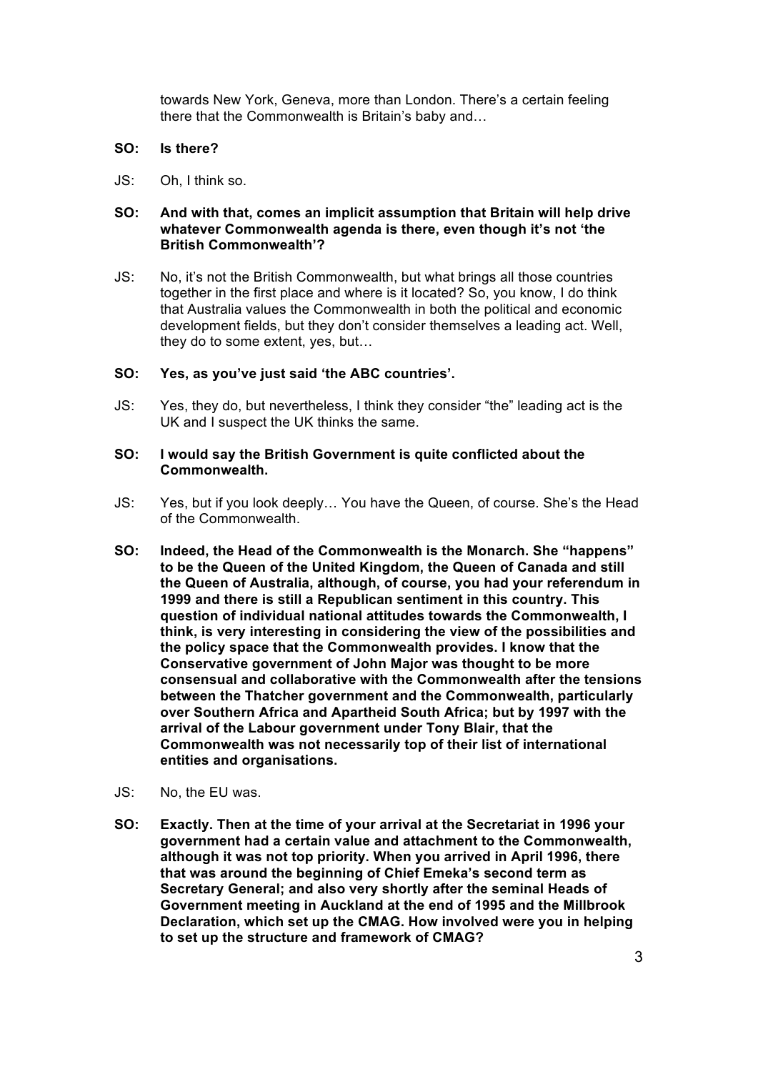towards New York, Geneva, more than London. There's a certain feeling there that the Commonwealth is Britain's baby and…

**SO: Is there?**

JS: Oh, I think so.

**SO: And with that, comes an implicit assumption that Britain will help drive whatever Commonwealth agenda is there, even though it's not 'the British Commonwealth'?**

JS: No, it's not the British Commonwealth, but what brings all those countries together in the first place and where is it located? So, you know, I do think that Australia values the Commonwealth in both the political and economic development fields, but they don't consider themselves a leading act. Well, they do to some extent, yes, but…

**SO: Yes, as you've just said 'the ABC countries'.**

JS: Yes, they do, but nevertheless, I think they consider "the" leading act is the UK and I suspect the UK thinks the same.

**SO: I would say the British Government is quite conflicted about the Commonwealth.**

JS: Yes, but if you look deeply… You have the Queen, of course. She's the Head of the Commonwealth.

**SO: Indeed, the Head of the Commonwealth is the Monarch. She "happens" to be the Queen of the United Kingdom, the Queen of Canada and still the Queen of Australia, although, of course, you had your referendum in 1999 and there is still a Republican sentiment in this country. This question of individual national attitudes towards the Commonwealth, I think, is very interesting in considering the view of the possibilities and the policy space that the Commonwealth provides. I know that the Conservative government of John Major was thought to be more consensual and collaborative with the Commonwealth after the tensions between the Thatcher government and the Commonwealth, particularly over Southern Africa and Apartheid South Africa; but by 1997 with the arrival of the Labour government under Tony Blair, that the Commonwealth was not necessarily top of their list of international entities and organisations.**

JS: No, the EU was.

**SO: Exactly. Then at the time of your arrival at the Secretariat in 1996 your government had a certain value and attachment to the Commonwealth, although it was not top priority. When you arrived in April 1996, there that was around the beginning of Chief Emeka's second term as Secretary General; and also very shortly after the seminal Heads of Government meeting in Auckland at the end of 1995 and the Millbrook Declaration, which set up the CMAG. How involved were you in helping to set up the structure and framework of CMAG?**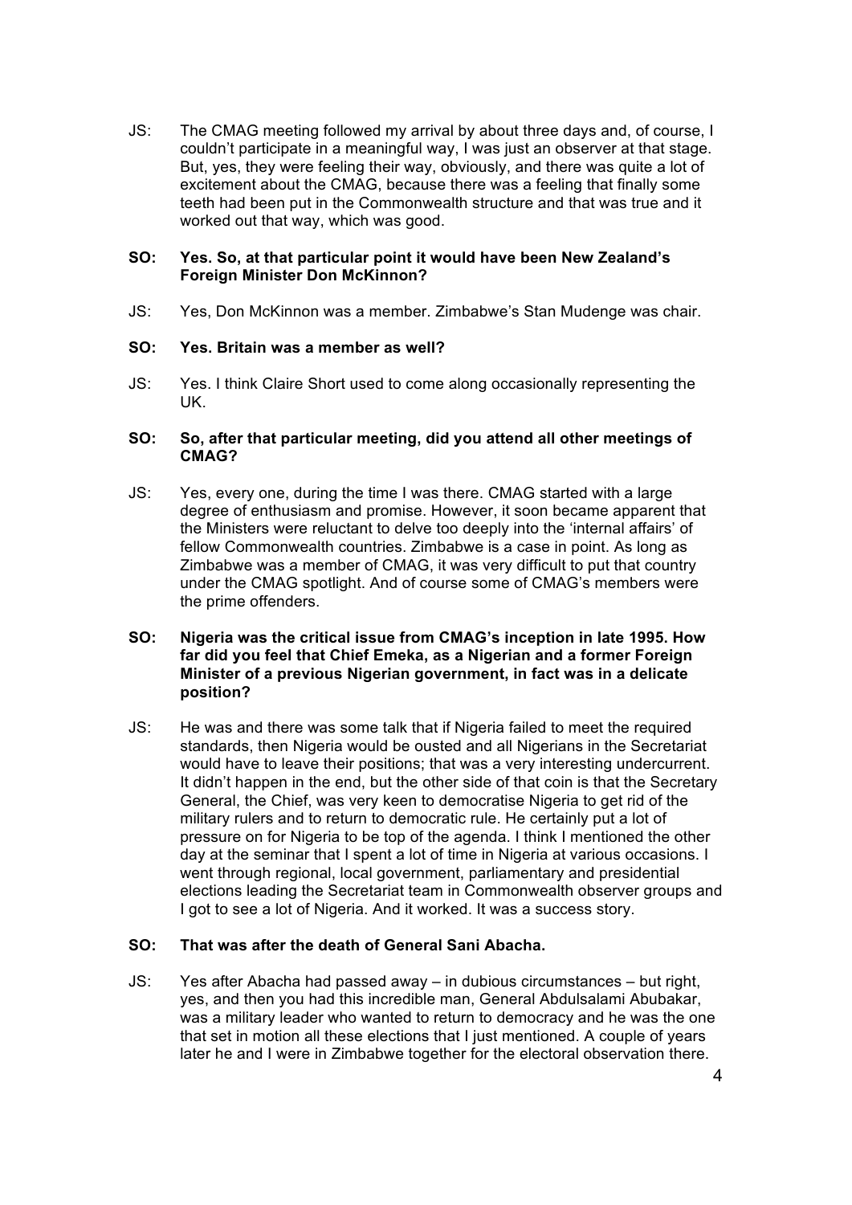JS: The CMAG meeting followed my arrival by about three days and, of course, I couldn't participate in a meaningful way, I was just an observer at that stage. But, yes, they were feeling their way, obviously, and there was quite a lot of excitement about the CMAG, because there was a feeling that finally some teeth had been put in the Commonwealth structure and that was true and it worked out that way, which was good.

**SO: Yes. So, at that particular point it would have been New Zealand's Foreign Minister Don McKinnon?**

JS: Yes, Don McKinnon was a member. Zimbabwe's Stan Mudenge was chair.

**SO: Yes. Britain was a member as well?**

JS: Yes. I think Claire Short used to come along occasionally representing the UK.

**SO: So, after that particular meeting, did you attend all other meetings of CMAG?**

JS: Yes, every one, during the time I was there. CMAG started with a large degree of enthusiasm and promise. However, it soon became apparent that the Ministers were reluctant to delve too deeply into the 'internal affairs' of fellow Commonwealth countries. Zimbabwe is a case in point. As long as Zimbabwe was a member of CMAG, it was very difficult to put that country under the CMAG spotlight. And of course some of CMAG's members were the prime offenders.

**SO: Nigeria was the critical issue from CMAG's inception in late 1995. How far did you feel that Chief Emeka, as a Nigerian and a former Foreign Minister of a previous Nigerian government, in fact was in a delicate position?**

JS: He was and there was some talk that if Nigeria failed to meet the required standards, then Nigeria would be ousted and all Nigerians in the Secretariat would have to leave their positions; that was a very interesting undercurrent. It didn't happen in the end, but the other side of that coin is that the Secretary General, the Chief, was very keen to democratise Nigeria to get rid of the military rulers and to return to democratic rule. He certainly put a lot of pressure on for Nigeria to be top of the agenda. I think I mentioned the other day at the seminar that I spent a lot of time in Nigeria at various occasions. I went through regional, local government, parliamentary and presidential elections leading the Secretariat team in Commonwealth observer groups and I got to see a lot of Nigeria. And it worked. It was a success story.

**SO: That was after the death of General Sani Abacha.**

JS: Yes after Abacha had passed away – in dubious circumstances – but right, yes, and then you had this incredible man, General Abdulsalami Abubakar, was a military leader who wanted to return to democracy and he was the one that set in motion all these elections that I just mentioned. A couple of years later he and I were in Zimbabwe together for the electoral observation there.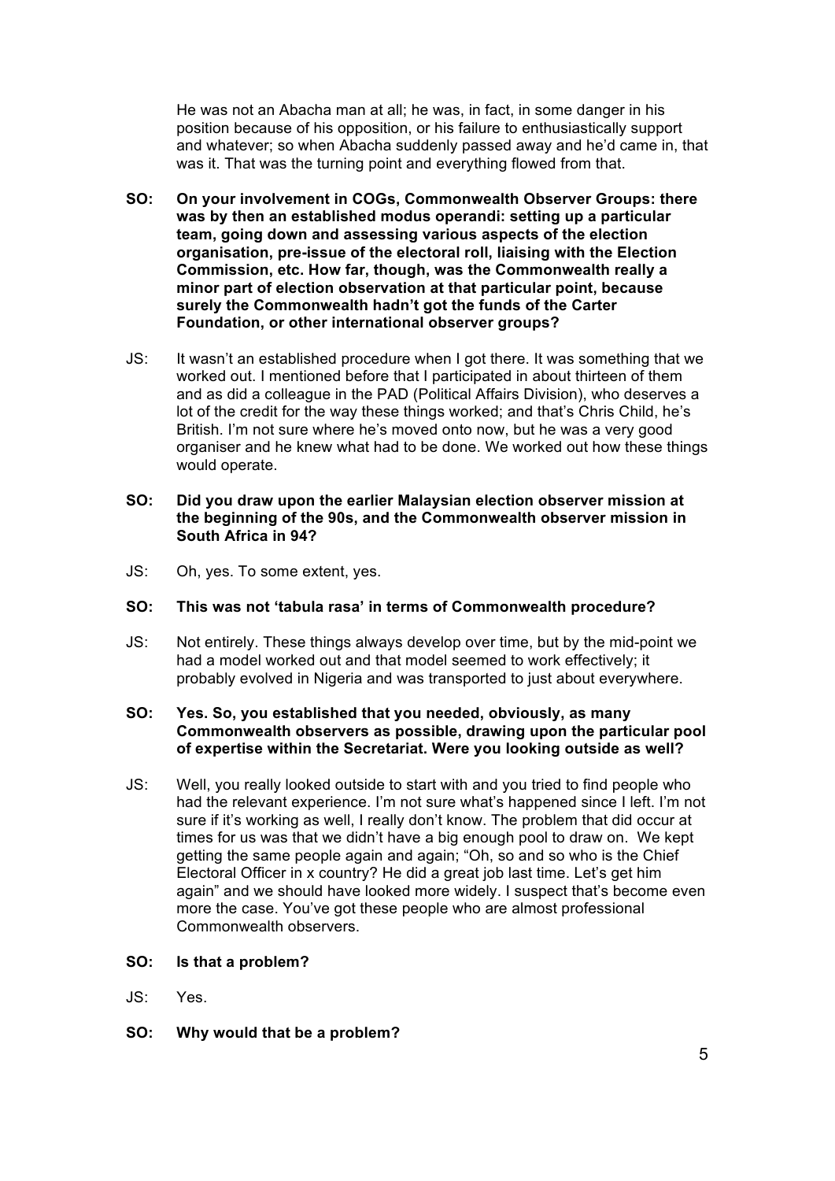He was not an Abacha man at all; he was, in fact, in some danger in his position because of his opposition, or his failure to enthusiastically support and whatever; so when Abacha suddenly passed away and he'd came in, that was it. That was the turning point and everything flowed from that.

**SO: On your involvement in COGs, Commonwealth Observer Groups: there was by then an established modus operandi: setting up a particular team, going down and assessing various aspects of the election organisation, pre-issue of the electoral roll, liaising with the Election Commission, etc. How far, though, was the Commonwealth really a minor part of election observation at that particular point, because surely the Commonwealth hadn't got the funds of the Carter Foundation, or other international observer groups?**

JS: It wasn't an established procedure when I got there. It was something that we worked out. I mentioned before that I participated in about thirteen of them and as did a colleague in the PAD (Political Affairs Division), who deserves a lot of the credit for the way these things worked; and that's Chris Child, he's British. I'm not sure where he's moved onto now, but he was a very good organiser and he knew what had to be done. We worked out how these things would operate.

**SO: Did you draw upon the earlier Malaysian election observer mission at the beginning of the 90s, and the Commonwealth observer mission in South Africa in 94?**

JS: Oh, yes. To some extent, yes.

**SO: This was not 'tabula rasa' in terms of Commonwealth procedure?**

JS: Not entirely. These things always develop over time, but by the mid-point we had a model worked out and that model seemed to work effectively; it probably evolved in Nigeria and was transported to just about everywhere.

**SO: Yes. So, you established that you needed, obviously, as many Commonwealth observers as possible, drawing upon the particular pool of expertise within the Secretariat. Were you looking outside as well?**

JS: Well, you really looked outside to start with and you tried to find people who had the relevant experience. I'm not sure what's happened since I left. I'm not sure if it's working as well, I really don't know. The problem that did occur at times for us was that we didn't have a big enough pool to draw on. We kept getting the same people again and again; "Oh, so and so who is the Chief Electoral Officer in x country? He did a great job last time. Let's get him again" and we should have looked more widely. I suspect that's become even more the case. You've got these people who are almost professional Commonwealth observers.

**SO: Is that a problem?**

JS: Yes.

**SO: Why would that be a problem?**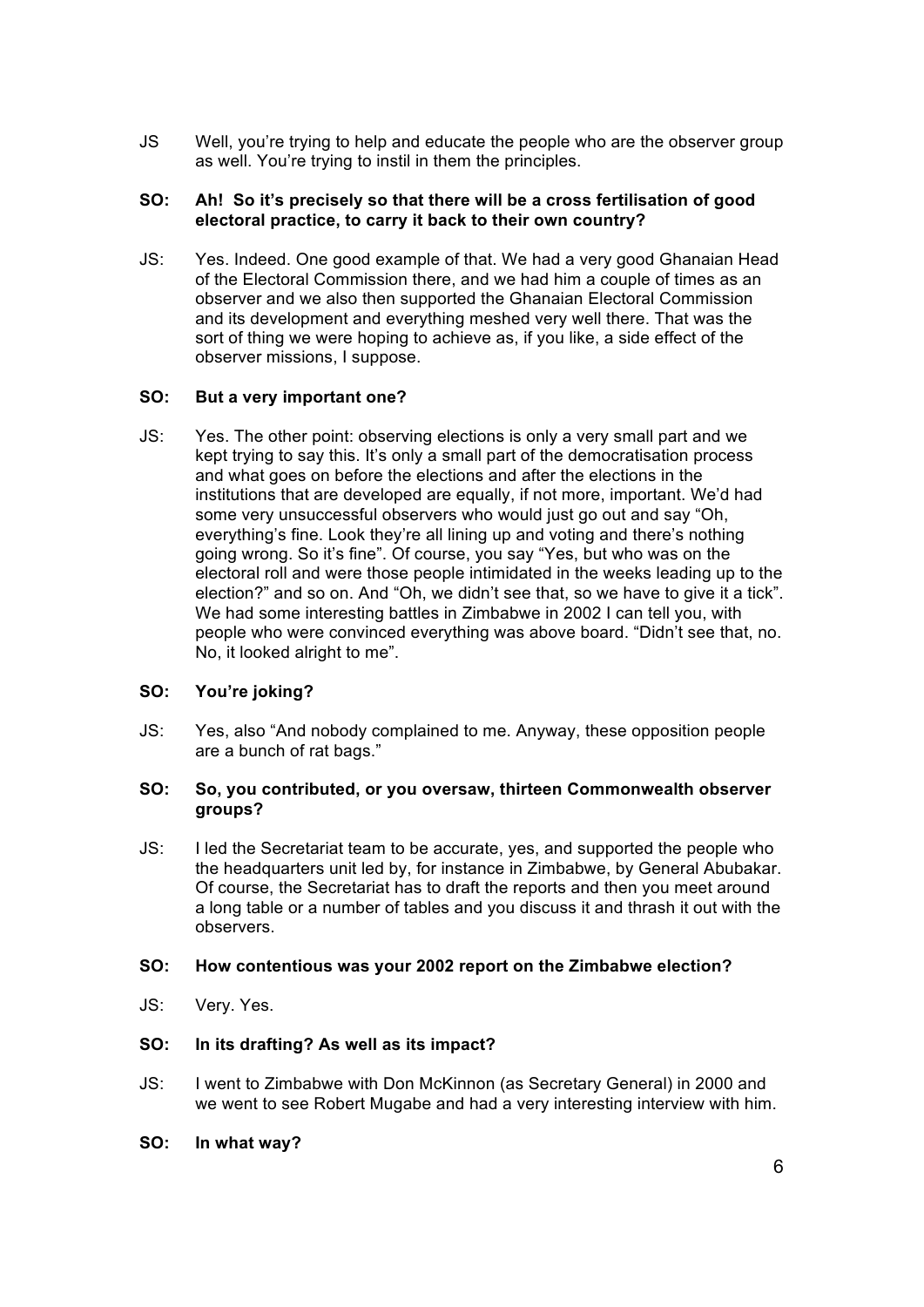JS Well, you're trying to help and educate the people who are the observer group as well. You're trying to instil in them the principles.

**SO: Ah! So it's precisely so that there will be a cross fertilisation of good electoral practice, to carry it back to their own country?**

JS: Yes. Indeed. One good example of that. We had a very good Ghanaian Head of the Electoral Commission there, and we had him a couple of times as an observer and we also then supported the Ghanaian Electoral Commission and its development and everything meshed very well there. That was the sort of thing we were hoping to achieve as, if you like, a side effect of the observer missions, I suppose.

**SO: But a very important one?**

JS: Yes. The other point: observing elections is only a very small part and we kept trying to say this. It's only a small part of the democratisation process and what goes on before the elections and after the elections in the institutions that are developed are equally, if not more, important. We'd had some very unsuccessful observers who would just go out and say "Oh, everything's fine. Look they're all lining up and voting and there's nothing going wrong. So it's fine". Of course, you say "Yes, but who was on the electoral roll and were those people intimidated in the weeks leading up to the election?" and so on. And "Oh, we didn't see that, so we have to give it a tick". We had some interesting battles in Zimbabwe in 2002 I can tell you, with people who were convinced everything was above board. "Didn't see that, no. No, it looked alright to me".

**SO: You're joking?**

JS: Yes, also "And nobody complained to me. Anyway, these opposition people are a bunch of rat bags."

**SO: So, you contributed, or you oversaw, thirteen Commonwealth observer groups?**

JS: I led the Secretariat team to be accurate, yes, and supported the people who the headquarters unit led by, for instance in Zimbabwe, by General Abubakar. Of course, the Secretariat has to draft the reports and then you meet around a long table or a number of tables and you discuss it and thrash it out with the observers.

**SO: How contentious was your 2002 report on the Zimbabwe election?**

JS: Very. Yes.

**SO: In its drafting? As well as its impact?**

JS: I went to Zimbabwe with Don McKinnon (as Secretary General) in 2000 and we went to see Robert Mugabe and had a very interesting interview with him.

**SO: In what way?**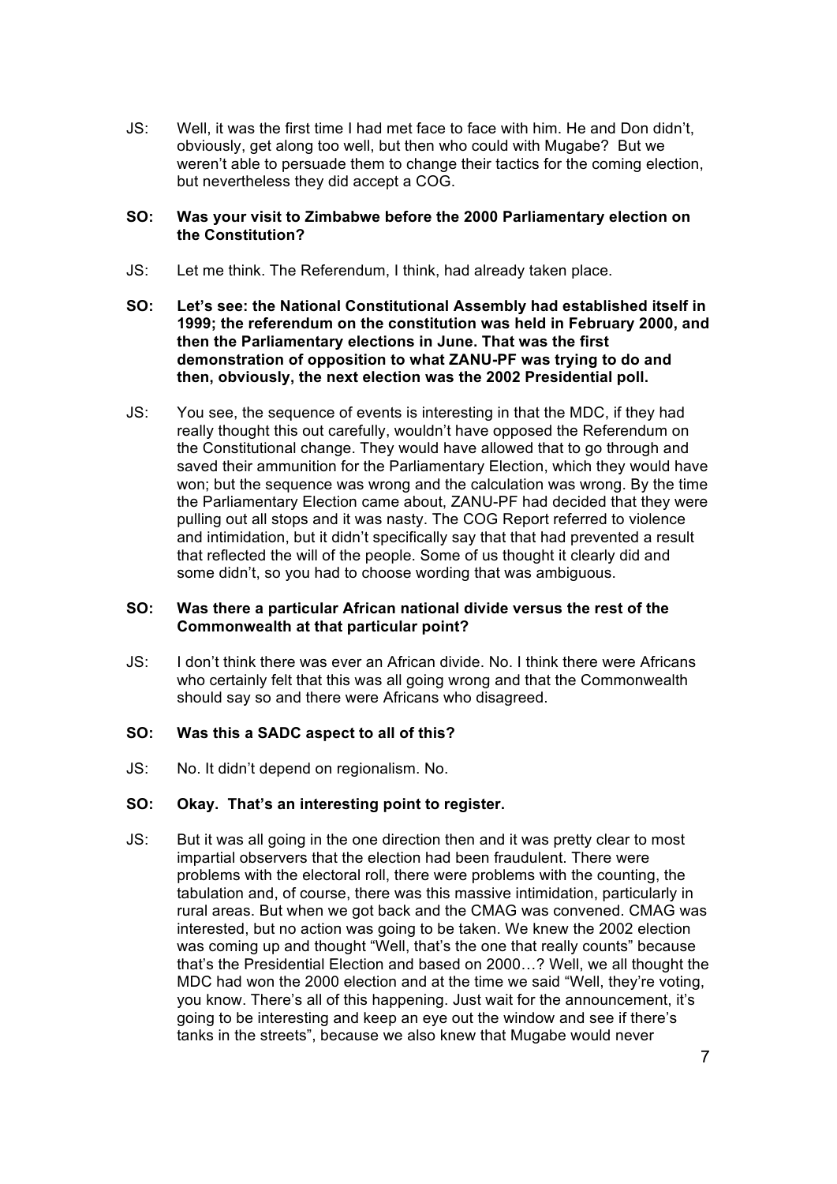JS: Well, it was the first time I had met face to face with him. He and Don didn't, obviously, get along too well, but then who could with Mugabe? But we weren't able to persuade them to change their tactics for the coming election, but nevertheless they did accept a COG.

**SO: Was your visit to Zimbabwe before the 2000 Parliamentary election on the Constitution?**

JS: Let me think. The Referendum, I think, had already taken place.

**SO: Let's see: the National Constitutional Assembly had established itself in 1999; the referendum on the constitution was held in February 2000, and then the Parliamentary elections in June. That was the first demonstration of opposition to what ZANU-PF was trying to do and then, obviously, the next election was the 2002 Presidential poll.**

JS: You see, the sequence of events is interesting in that the MDC, if they had really thought this out carefully, wouldn't have opposed the Referendum on the Constitutional change. They would have allowed that to go through and saved their ammunition for the Parliamentary Election, which they would have won; but the sequence was wrong and the calculation was wrong. By the time the Parliamentary Election came about, ZANU-PF had decided that they were pulling out all stops and it was nasty. The COG Report referred to violence and intimidation, but it didn't specifically say that that had prevented a result that reflected the will of the people. Some of us thought it clearly did and some didn't, so you had to choose wording that was ambiguous.

**SO: Was there a particular African national divide versus the rest of the Commonwealth at that particular point?**

JS: I don't think there was ever an African divide. No. I think there were Africans who certainly felt that this was all going wrong and that the Commonwealth should say so and there were Africans who disagreed.

**SO: Was this a SADC aspect to all of this?**

JS: No. It didn't depend on regionalism. No.

**SO: Okay. That's an interesting point to register.**

JS: But it was all going in the one direction then and it was pretty clear to most impartial observers that the election had been fraudulent. There were problems with the electoral roll, there were problems with the counting, the tabulation and, of course, there was this massive intimidation, particularly in rural areas. But when we got back and the CMAG was convened. CMAG was interested, but no action was going to be taken. We knew the 2002 election was coming up and thought "Well, that's the one that really counts" because that's the Presidential Election and based on 2000…? Well, we all thought the MDC had won the 2000 election and at the time we said "Well, they're voting, you know. There's all of this happening. Just wait for the announcement, it's going to be interesting and keep an eye out the window and see if there's tanks in the streets", because we also knew that Mugabe would never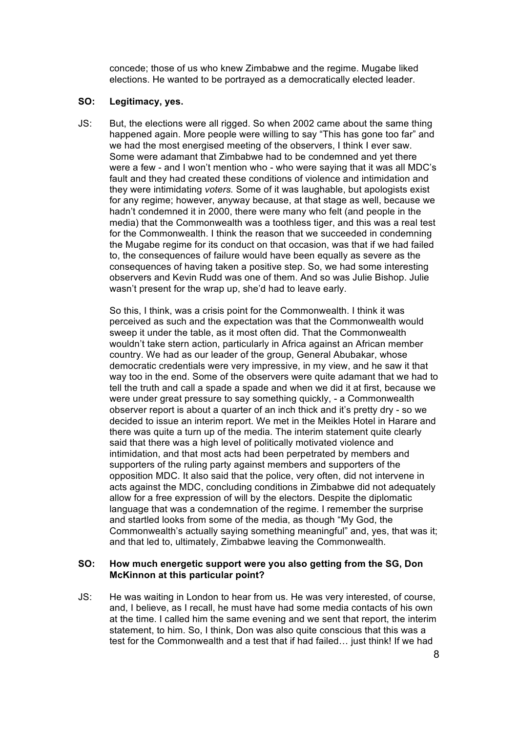concede; those of us who knew Zimbabwe and the regime. Mugabe liked elections. He wanted to be portrayed as a democratically elected leader.

**SO: Legitimacy, yes.**

JS: But, the elections were all rigged. So when 2002 came about the same thing happened again. More people were willing to say "This has gone too far" and we had the most energised meeting of the observers, I think I ever saw. Some were adamant that Zimbabwe had to be condemned and yet there were a few - and I won't mention who - who were saying that it was all MDC's fault and they had created these conditions of violence and intimidation and they were intimidating *voters.* Some of it was laughable, but apologists exist for any regime; however, anyway because, at that stage as well, because we hadn't condemned it in 2000, there were many who felt (and people in the media) that the Commonwealth was a toothless tiger, and this was a real test for the Commonwealth. I think the reason that we succeeded in condemning the Mugabe regime for its conduct on that occasion, was that if we had failed to, the consequences of failure would have been equally as severe as the consequences of having taken a positive step. So, we had some interesting observers and Kevin Rudd was one of them. And so was Julie Bishop. Julie wasn't present for the wrap up, she'd had to leave early.

So this, I think, was a crisis point for the Commonwealth. I think it was perceived as such and the expectation was that the Commonwealth would sweep it under the table, as it most often did. That the Commonwealth wouldn't take stern action, particularly in Africa against an African member country. We had as our leader of the group, General Abubakar, whose democratic credentials were very impressive, in my view, and he saw it that way too in the end. Some of the observers were quite adamant that we had to tell the truth and call a spade a spade and when we did it at first, because we were under great pressure to say something quickly, - a Commonwealth observer report is about a quarter of an inch thick and it's pretty dry - so we decided to issue an interim report. We met in the Meikles Hotel in Harare and there was quite a turn up of the media. The interim statement quite clearly said that there was a high level of politically motivated violence and intimidation, and that most acts had been perpetrated by members and supporters of the ruling party against members and supporters of the opposition MDC. It also said that the police, very often, did not intervene in acts against the MDC, concluding conditions in Zimbabwe did not adequately allow for a free expression of will by the electors. Despite the diplomatic language that was a condemnation of the regime. I remember the surprise and startled looks from some of the media, as though "My God, the Commonwealth's actually saying something meaningful" and, yes, that was it; and that led to, ultimately, Zimbabwe leaving the Commonwealth.

**SO: How much energetic support were you also getting from the SG, Don McKinnon at this particular point?**

JS: He was waiting in London to hear from us. He was very interested, of course, and, I believe, as I recall, he must have had some media contacts of his own at the time. I called him the same evening and we sent that report, the interim statement, to him. So, I think, Don was also quite conscious that this was a test for the Commonwealth and a test that if had failed… just think! If we had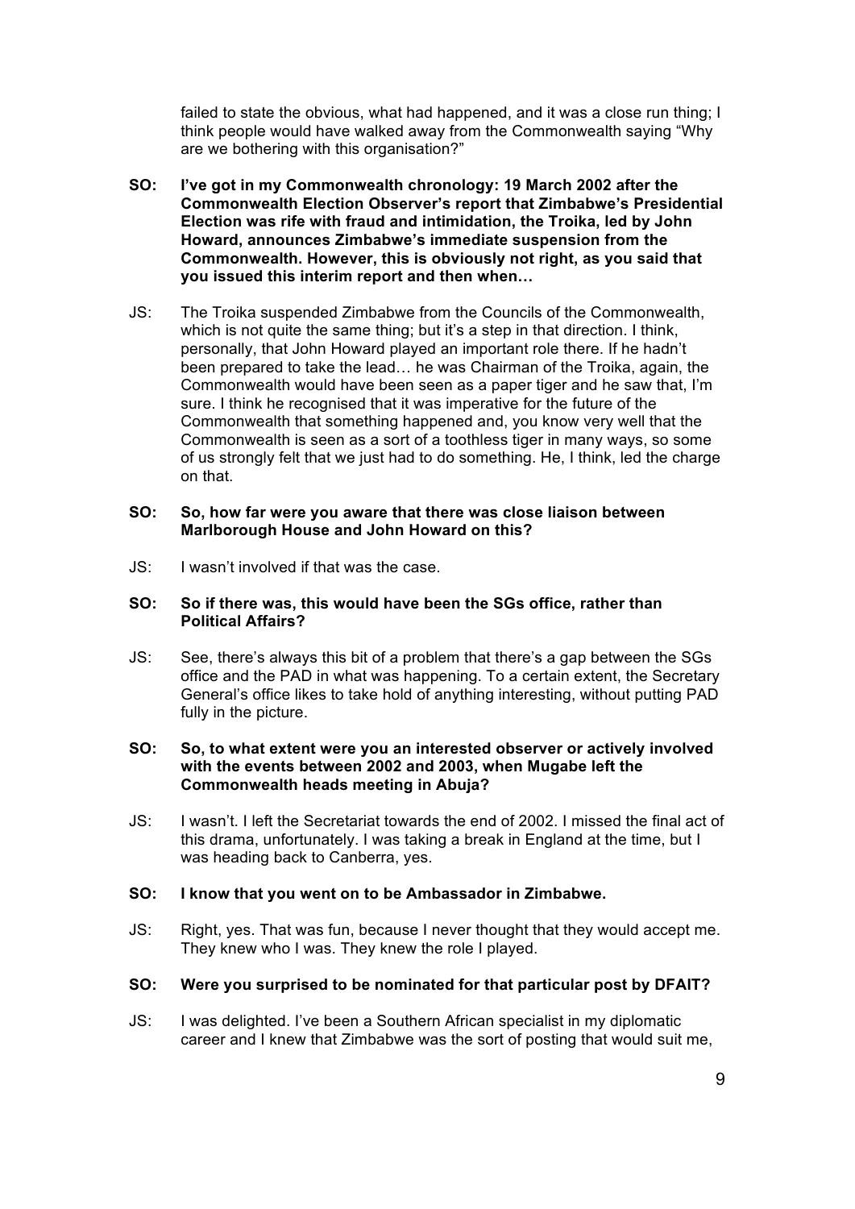failed to state the obvious, what had happened, and it was a close run thing; I think people would have walked away from the Commonwealth saying "Why are we bothering with this organisation?"

**SO: I've got in my Commonwealth chronology: 19 March 2002 after the Commonwealth Election Observer's report that Zimbabwe's Presidential Election was rife with fraud and intimidation, the Troika, led by John Howard, announces Zimbabwe's immediate suspension from the Commonwealth. However, this is obviously not right, as you said that you issued this interim report and then when…**

JS: The Troika suspended Zimbabwe from the Councils of the Commonwealth, which is not quite the same thing; but it's a step in that direction. I think, personally, that John Howard played an important role there. If he hadn't been prepared to take the lead… he was Chairman of the Troika, again, the Commonwealth would have been seen as a paper tiger and he saw that, I'm sure. I think he recognised that it was imperative for the future of the Commonwealth that something happened and, you know very well that the Commonwealth is seen as a sort of a toothless tiger in many ways, so some of us strongly felt that we just had to do something. He, I think, led the charge on that.

**SO: So, how far were you aware that there was close liaison between Marlborough House and John Howard on this?**

JS: I wasn't involved if that was the case.

**SO: So if there was, this would have been the SGs office, rather than Political Affairs?**

JS: See, there's always this bit of a problem that there's a gap between the SGs office and the PAD in what was happening. To a certain extent, the Secretary General's office likes to take hold of anything interesting, without putting PAD fully in the picture.

**SO: So, to what extent were you an interested observer or actively involved with the events between 2002 and 2003, when Mugabe left the Commonwealth heads meeting in Abuja?**

JS: I wasn't. I left the Secretariat towards the end of 2002. I missed the final act of this drama, unfortunately. I was taking a break in England at the time, but I was heading back to Canberra, yes.

**SO: I know that you went on to be Ambassador in Zimbabwe.**

JS: Right, yes. That was fun, because I never thought that they would accept me. They knew who I was. They knew the role I played.

**SO: Were you surprised to be nominated for that particular post by DFAIT?**

JS: I was delighted. I've been a Southern African specialist in my diplomatic career and I knew that Zimbabwe was the sort of posting that would suit me,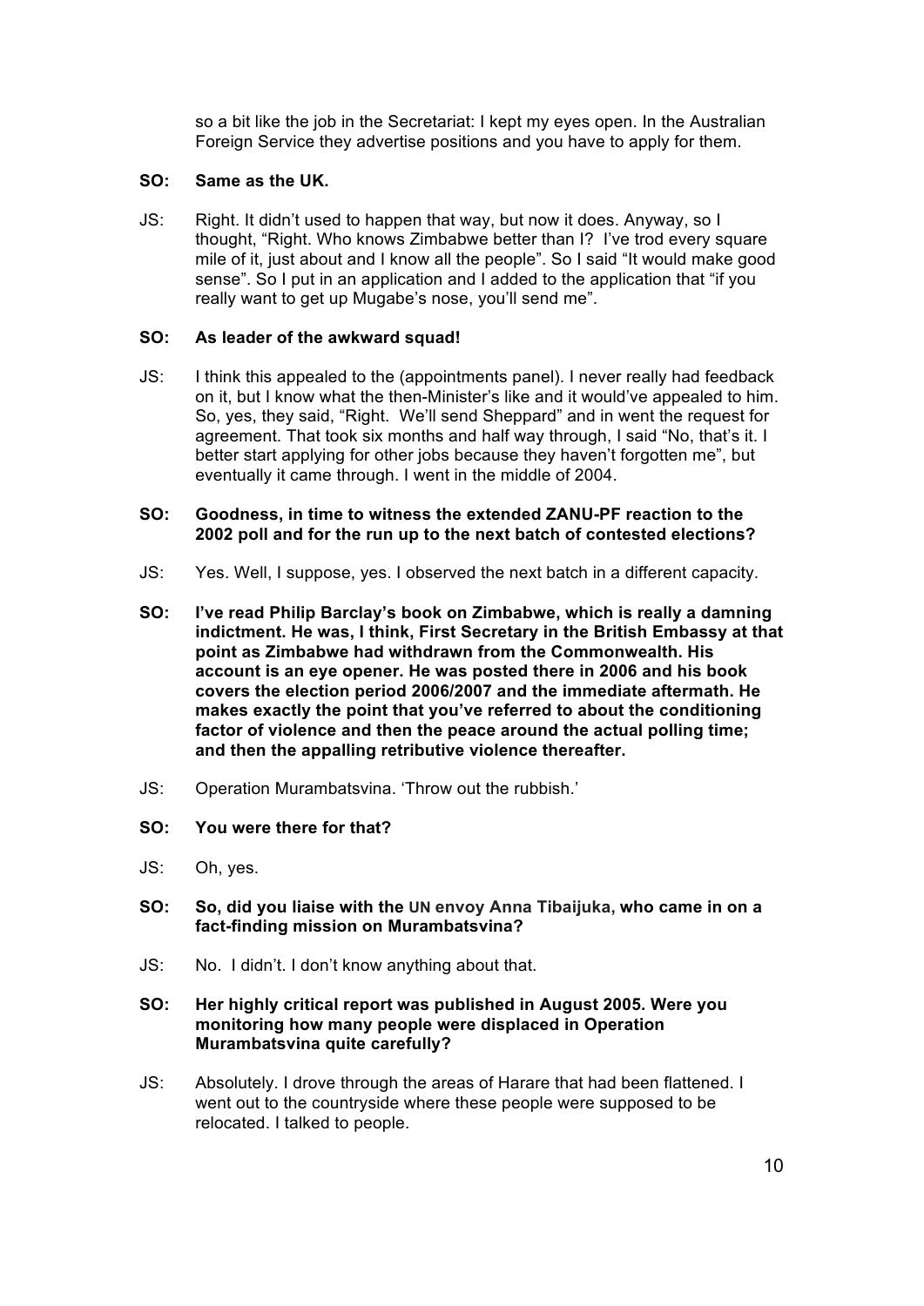so a bit like the job in the Secretariat: I kept my eyes open. In the Australian Foreign Service they advertise positions and you have to apply for them.

**SO: Same as the UK.**

JS: Right. It didn't used to happen that way, but now it does. Anyway, so I thought, "Right. Who knows Zimbabwe better than I? I've trod every square mile of it, just about and I know all the people". So I said "It would make good sense". So I put in an application and I added to the application that "if you really want to get up Mugabe's nose, you'll send me".

**SO: As leader of the awkward squad!**

JS: I think this appealed to the (appointments panel). I never really had feedback on it, but I know what the then-Minister's like and it would've appealed to him. So, yes, they said, "Right. We'll send Sheppard" and in went the request for agreement. That took six months and half way through, I said "No, that's it. I better start applying for other jobs because they haven't forgotten me", but eventually it came through. I went in the middle of 2004.

**SO: Goodness, in time to witness the extended ZANU-PF reaction to the 2002 poll and for the run up to the next batch of contested elections?**

JS: Yes. Well, I suppose, yes. I observed the next batch in a different capacity.

**SO: I've read Philip Barclay's book on Zimbabwe, which is really a damning indictment. He was, I think, First Secretary in the British Embassy at that point as Zimbabwe had withdrawn from the Commonwealth. His account is an eye opener. He was posted there in 2006 and his book covers the election period 2006/2007 and the immediate aftermath. He makes exactly the point that you've referred to about the conditioning factor of violence and then the peace around the actual polling time; and then the appalling retributive violence thereafter.**

JS: Operation Murambatsvina. 'Throw out the rubbish.'

**SO: You were there for that?**

JS: Oh, yes.

**SO: So, did you liaise with the UN envoy Anna Tibaijuka, who came in on a fact-finding mission on Murambatsvina?**

JS: No. I didn't. I don't know anything about that.

**SO: Her highly critical report was published in August 2005. Were you monitoring how many people were displaced in Operation Murambatsvina quite carefully?**

JS: Absolutely. I drove through the areas of Harare that had been flattened. I went out to the countryside where these people were supposed to be relocated. I talked to people.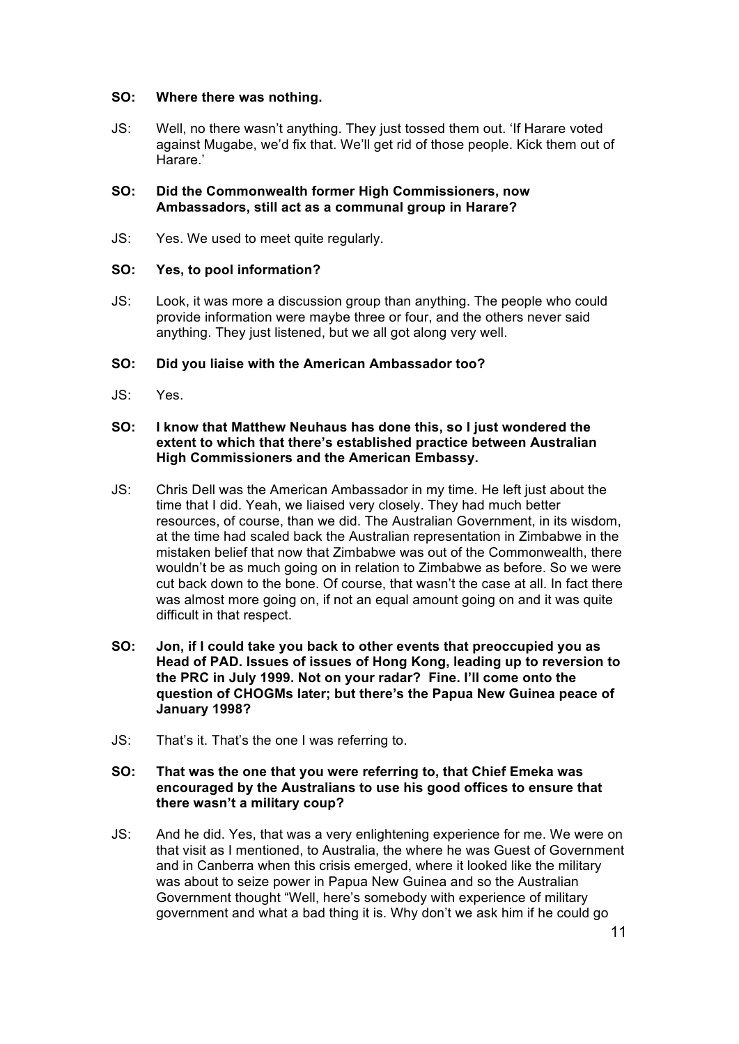**SO: Where there was nothing.**

JS: Well, no there wasn't anything. They just tossed them out. 'If Harare voted against Mugabe, we'd fix that. We'll get rid of those people. Kick them out of Harare.'

**SO: Did the Commonwealth former High Commissioners, now Ambassadors, still act as a communal group in Harare?**

JS: Yes. We used to meet quite regularly.

**SO: Yes, to pool information?**

JS: Look, it was more a discussion group than anything. The people who could provide information were maybe three or four, and the others never said anything. They just listened, but we all got along very well.

**SO: Did you liaise with the American Ambassador too?**

JS: Yes.

**SO: I know that Matthew Neuhaus has done this, so I just wondered the extent to which that there's established practice between Australian High Commissioners and the American Embassy.**

JS: Chris Dell was the American Ambassador in my time. He left just about the time that I did. Yeah, we liaised very closely. They had much better resources, of course, than we did. The Australian Government, in its wisdom, at the time had scaled back the Australian representation in Zimbabwe in the mistaken belief that now that Zimbabwe was out of the Commonwealth, there wouldn't be as much going on in relation to Zimbabwe as before. So we were cut back down to the bone. Of course, that wasn't the case at all. In fact there was almost more going on, if not an equal amount going on and it was quite difficult in that respect.

**SO: Jon, if I could take you back to other events that preoccupied you as Head of PAD. Issues of issues of Hong Kong, leading up to reversion to the PRC in July 1999. Not on your radar? Fine. I'll come onto the question of CHOGMs later; but there's the Papua New Guinea peace of January 1998?**

JS: That's it. That's the one I was referring to.

**SO: That was the one that you were referring to, that Chief Emeka was encouraged by the Australians to use his good offices to ensure that there wasn't a military coup?**

JS: And he did. Yes, that was a very enlightening experience for me. We were on that visit as I mentioned, to Australia, the where he was Guest of Government and in Canberra when this crisis emerged, where it looked like the military was about to seize power in Papua New Guinea and so the Australian Government thought "Well, here's somebody with experience of military government and what a bad thing it is. Why don't we ask him if he could go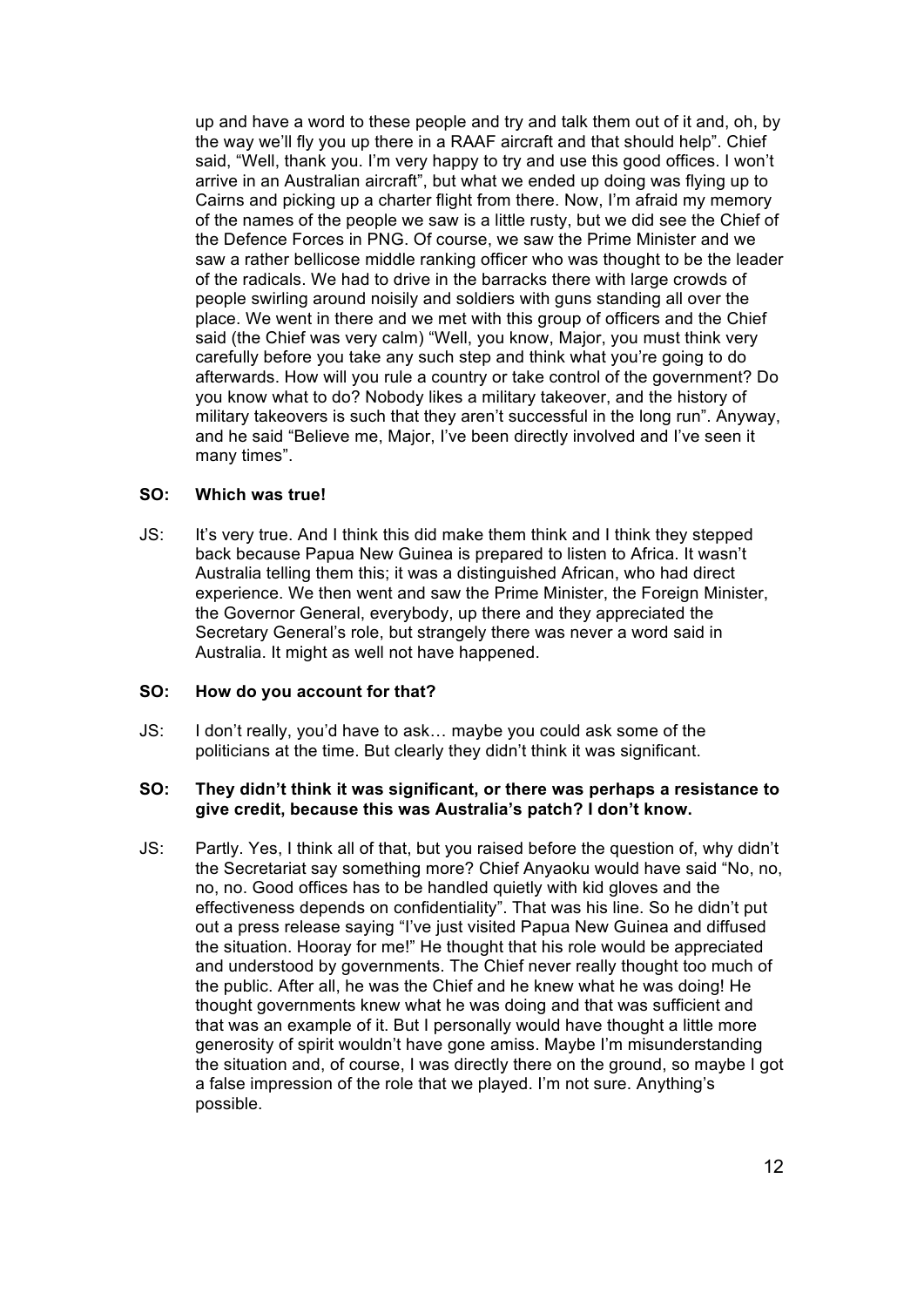up and have a word to these people and try and talk them out of it and, oh, by the way we'll fly you up there in a RAAF aircraft and that should help". Chief said, "Well, thank you. I'm very happy to try and use this good offices. I won't arrive in an Australian aircraft", but what we ended up doing was flying up to Cairns and picking up a charter flight from there. Now, I'm afraid my memory of the names of the people we saw is a little rusty, but we did see the Chief of the Defence Forces in PNG. Of course, we saw the Prime Minister and we saw a rather bellicose middle ranking officer who was thought to be the leader of the radicals. We had to drive in the barracks there with large crowds of people swirling around noisily and soldiers with guns standing all over the place. We went in there and we met with this group of officers and the Chief said (the Chief was very calm) "Well, you know, Major, you must think very carefully before you take any such step and think what you're going to do afterwards. How will you rule a country or take control of the government? Do you know what to do? Nobody likes a military takeover, and the history of military takeovers is such that they aren't successful in the long run". Anyway, and he said "Believe me, Major, I've been directly involved and I've seen it many times".

**SO: Which was true!**

JS: It's very true. And I think this did make them think and I think they stepped back because Papua New Guinea is prepared to listen to Africa. It wasn't Australia telling them this; it was a distinguished African, who had direct experience. We then went and saw the Prime Minister, the Foreign Minister, the Governor General, everybody, up there and they appreciated the Secretary General's role, but strangely there was never a word said in Australia. It might as well not have happened.

**SO: How do you account for that?**

JS: I don't really, you'd have to ask… maybe you could ask some of the politicians at the time. But clearly they didn't think it was significant.

**SO: They didn't think it was significant, or there was perhaps a resistance to give credit, because this was Australia's patch? I don't know.**

JS: Partly. Yes, I think all of that, but you raised before the question of, why didn't the Secretariat say something more? Chief Anyaoku would have said "No, no, no, no. Good offices has to be handled quietly with kid gloves and the effectiveness depends on confidentiality". That was his line. So he didn't put out a press release saying "I've just visited Papua New Guinea and diffused the situation. Hooray for me!" He thought that his role would be appreciated and understood by governments. The Chief never really thought too much of the public. After all, he was the Chief and he knew what he was doing! He thought governments knew what he was doing and that was sufficient and that was an example of it. But I personally would have thought a little more generosity of spirit wouldn't have gone amiss. Maybe I'm misunderstanding the situation and, of course, I was directly there on the ground, so maybe I got a false impression of the role that we played. I'm not sure. Anything's possible.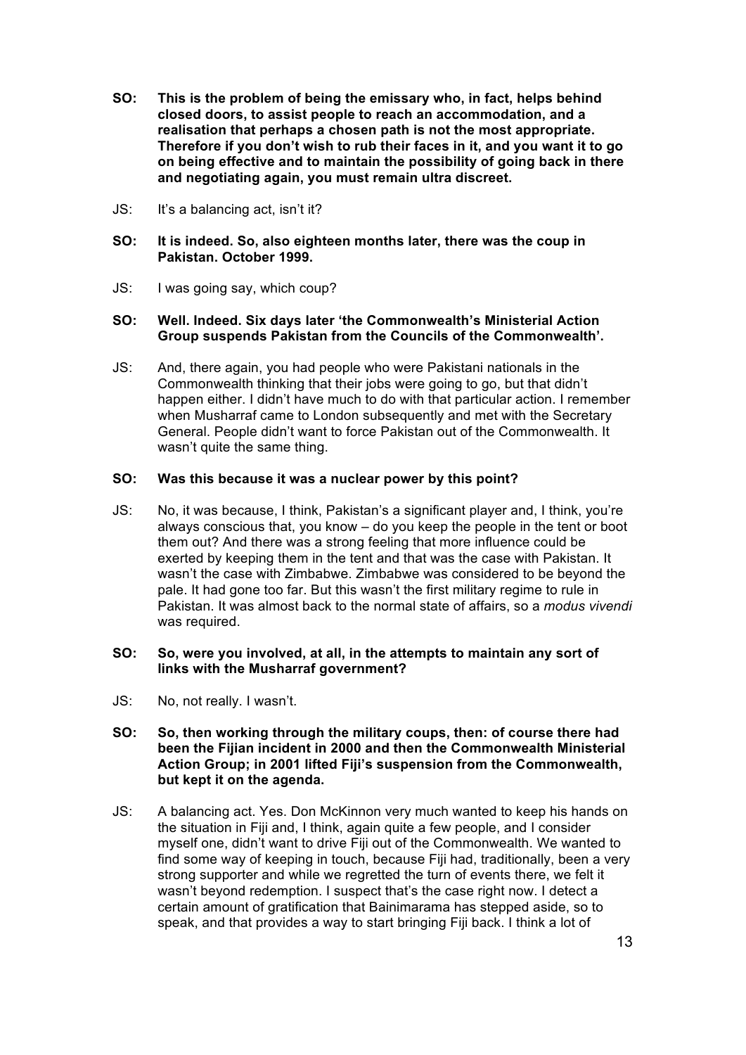**SO: This is the problem of being the emissary who, in fact, helps behind closed doors, to assist people to reach an accommodation, and a realisation that perhaps a chosen path is not the most appropriate. Therefore if you don't wish to rub their faces in it, and you want it to go on being effective and to maintain the possibility of going back in there and negotiating again, you must remain ultra discreet.**

JS: It's a balancing act, isn't it?

**SO: It is indeed. So, also eighteen months later, there was the coup in Pakistan. October 1999.**

JS: I was going say, which coup?

**SO: Well. Indeed. Six days later 'the Commonwealth's Ministerial Action Group suspends Pakistan from the Councils of the Commonwealth'.**

JS: And, there again, you had people who were Pakistani nationals in the Commonwealth thinking that their jobs were going to go, but that didn't happen either. I didn't have much to do with that particular action. I remember when Musharraf came to London subsequently and met with the Secretary General. People didn't want to force Pakistan out of the Commonwealth. It wasn't quite the same thing.

**SO: Was this because it was a nuclear power by this point?**

JS: No, it was because, I think, Pakistan's a significant player and, I think, you're always conscious that, you know – do you keep the people in the tent or boot them out? And there was a strong feeling that more influence could be exerted by keeping them in the tent and that was the case with Pakistan. It wasn't the case with Zimbabwe. Zimbabwe was considered to be beyond the pale. It had gone too far. But this wasn't the first military regime to rule in Pakistan. It was almost back to the normal state of affairs, so a *modus vivendi* was required.

**SO: So, were you involved, at all, in the attempts to maintain any sort of links with the Musharraf government?**

JS: No, not really. I wasn't.

**SO: So, then working through the military coups, then: of course there had been the Fijian incident in 2000 and then the Commonwealth Ministerial Action Group; in 2001 lifted Fiji's suspension from the Commonwealth, but kept it on the agenda.**

JS: A balancing act. Yes. Don McKinnon very much wanted to keep his hands on the situation in Fiji and, I think, again quite a few people, and I consider myself one, didn't want to drive Fiji out of the Commonwealth. We wanted to find some way of keeping in touch, because Fiji had, traditionally, been a very strong supporter and while we regretted the turn of events there, we felt it wasn't beyond redemption. I suspect that's the case right now. I detect a certain amount of gratification that Bainimarama has stepped aside, so to speak, and that provides a way to start bringing Fiji back. I think a lot of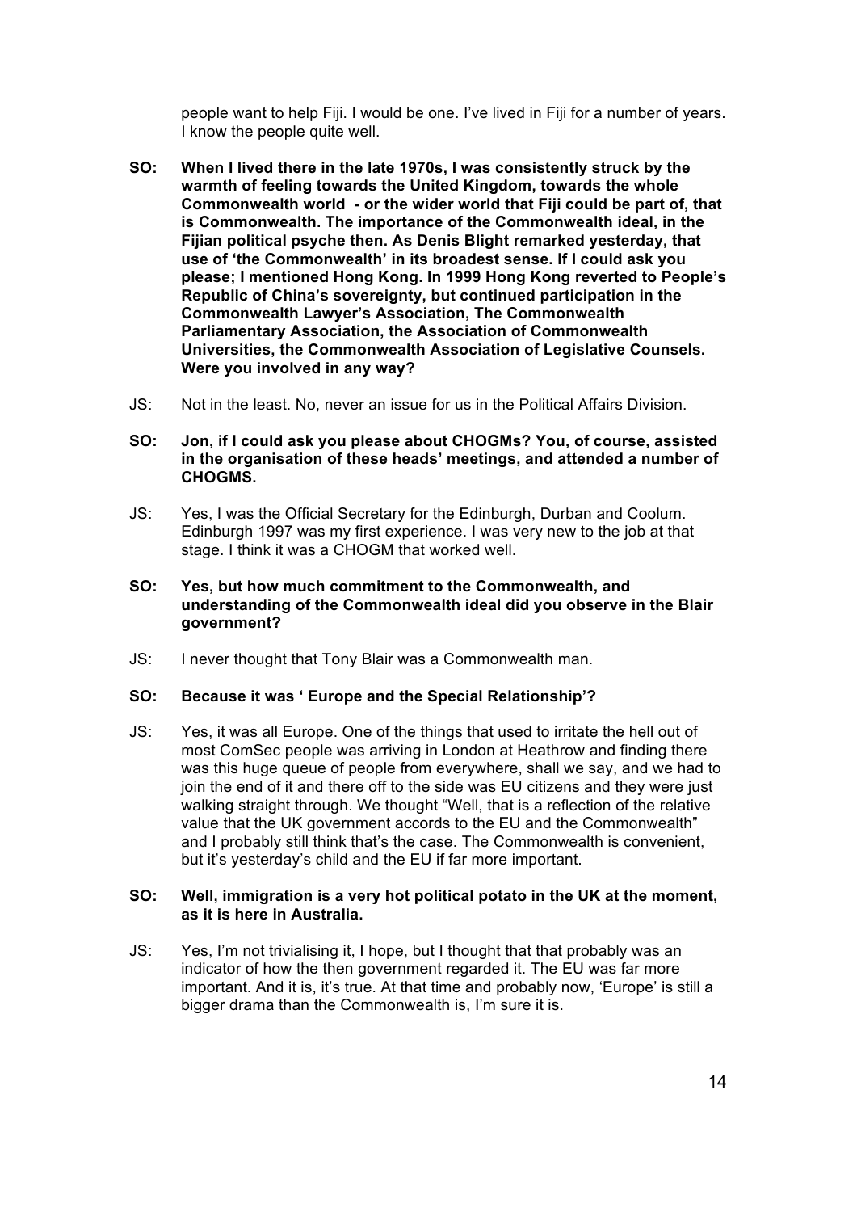people want to help Fiji. I would be one. I've lived in Fiji for a number of years. I know the people quite well.

**SO: When I lived there in the late 1970s, I was consistently struck by the warmth of feeling towards the United Kingdom, towards the whole Commonwealth world - or the wider world that Fiji could be part of, that is Commonwealth. The importance of the Commonwealth ideal, in the Fijian political psyche then. As Denis Blight remarked yesterday, that use of 'the Commonwealth' in its broadest sense. If I could ask you please; I mentioned Hong Kong. In 1999 Hong Kong reverted to People's Republic of China's sovereignty, but continued participation in the Commonwealth Lawyer's Association, The Commonwealth Parliamentary Association, the Association of Commonwealth Universities, the Commonwealth Association of Legislative Counsels. Were you involved in any way?**

JS: Not in the least. No, never an issue for us in the Political Affairs Division.

**SO: Jon, if I could ask you please about CHOGMs? You, of course, assisted in the organisation of these heads' meetings, and attended a number of CHOGMS.**

JS: Yes, I was the Official Secretary for the Edinburgh, Durban and Coolum. Edinburgh 1997 was my first experience. I was very new to the job at that stage. I think it was a CHOGM that worked well.

**SO: Yes, but how much commitment to the Commonwealth, and understanding of the Commonwealth ideal did you observe in the Blair government?**

JS: I never thought that Tony Blair was a Commonwealth man.

**SO: Because it was ' Europe and the Special Relationship'?**

JS: Yes, it was all Europe. One of the things that used to irritate the hell out of most ComSec people was arriving in London at Heathrow and finding there was this huge queue of people from everywhere, shall we say, and we had to join the end of it and there off to the side was EU citizens and they were just walking straight through. We thought "Well, that is a reflection of the relative value that the UK government accords to the EU and the Commonwealth" and I probably still think that's the case. The Commonwealth is convenient, but it's yesterday's child and the EU if far more important.

**SO: Well, immigration is a very hot political potato in the UK at the moment, as it is here in Australia.**

JS: Yes, I'm not trivialising it, I hope, but I thought that that probably was an indicator of how the then government regarded it. The EU was far more important. And it is, it's true. At that time and probably now, 'Europe' is still a bigger drama than the Commonwealth is, I'm sure it is.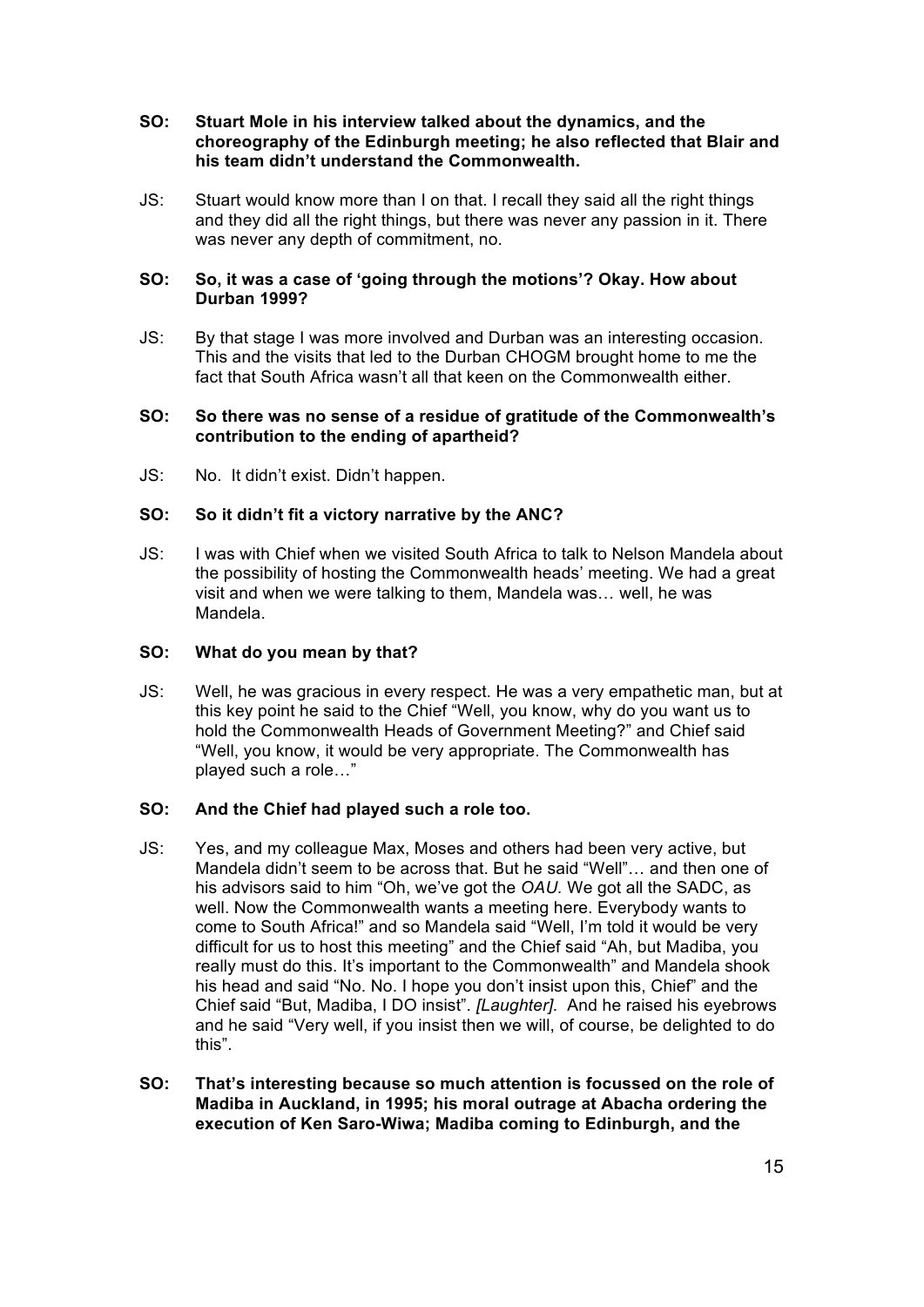**SO: Stuart Mole in his interview talked about the dynamics, and the choreography of the Edinburgh meeting; he also reflected that Blair and his team didn't understand the Commonwealth.**

JS: Stuart would know more than I on that. I recall they said all the right things and they did all the right things, but there was never any passion in it. There was never any depth of commitment, no.

**SO: So, it was a case of 'going through the motions'? Okay. How about Durban 1999?**

JS: By that stage I was more involved and Durban was an interesting occasion. This and the visits that led to the Durban CHOGM brought home to me the fact that South Africa wasn't all that keen on the Commonwealth either.

**SO: So there was no sense of a residue of gratitude of the Commonwealth's contribution to the ending of apartheid?**

JS: No. It didn't exist. Didn't happen.

**SO: So it didn't fit a victory narrative by the ANC?**

JS: I was with Chief when we visited South Africa to talk to Nelson Mandela about the possibility of hosting the Commonwealth heads' meeting. We had a great visit and when we were talking to them, Mandela was… well, he was Mandela.

**SO: What do you mean by that?**

JS: Well, he was gracious in every respect. He was a very empathetic man, but at this key point he said to the Chief "Well, you know, why do you want us to hold the Commonwealth Heads of Government Meeting?" and Chief said "Well, you know, it would be very appropriate. The Commonwealth has played such a role…"

**SO: And the Chief had played such a role too.**

JS: Yes, and my colleague Max, Moses and others had been very active, but Mandela didn't seem to be across that. But he said "Well"… and then one of his advisors said to him "Oh, we've got the *OAU.* We got all the SADC, as well. Now the Commonwealth wants a meeting here. Everybody wants to come to South Africa!" and so Mandela said "Well, I'm told it would be very difficult for us to host this meeting" and the Chief said "Ah, but Madiba, you really must do this. It's important to the Commonwealth" and Mandela shook his head and said "No. No. I hope you don't insist upon this, Chief" and the Chief said "But, Madiba, I DO insist". *[Laughter].* And he raised his eyebrows and he said "Very well, if you insist then we will, of course, be delighted to do this".

**SO: That's interesting because so much attention is focussed on the role of Madiba in Auckland, in 1995; his moral outrage at Abacha ordering the execution of Ken Saro-Wiwa; Madiba coming to Edinburgh, and the**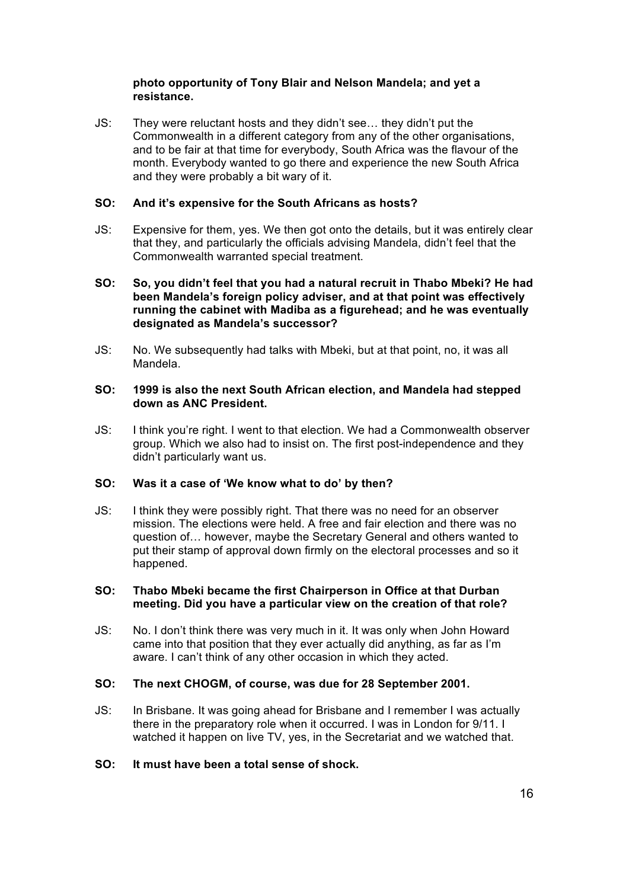**photo opportunity of Tony Blair and Nelson Mandela; and yet a resistance.**

JS: They were reluctant hosts and they didn't see… they didn't put the Commonwealth in a different category from any of the other organisations, and to be fair at that time for everybody, South Africa was the flavour of the month. Everybody wanted to go there and experience the new South Africa and they were probably a bit wary of it.

**SO: And it's expensive for the South Africans as hosts?**

JS: Expensive for them, yes. We then got onto the details, but it was entirely clear that they, and particularly the officials advising Mandela, didn't feel that the Commonwealth warranted special treatment.

**SO: So, you didn't feel that you had a natural recruit in Thabo Mbeki? He had been Mandela's foreign policy adviser, and at that point was effectively running the cabinet with Madiba as a figurehead; and he was eventually designated as Mandela's successor?**

JS: No. We subsequently had talks with Mbeki, but at that point, no, it was all Mandela.

**SO: 1999 is also the next South African election, and Mandela had stepped down as ANC President.**

JS: I think you're right. I went to that election. We had a Commonwealth observer group. Which we also had to insist on. The first post-independence and they didn't particularly want us.

**SO: Was it a case of 'We know what to do' by then?**

JS: I think they were possibly right. That there was no need for an observer mission. The elections were held. A free and fair election and there was no question of… however, maybe the Secretary General and others wanted to put their stamp of approval down firmly on the electoral processes and so it happened.

**SO: Thabo Mbeki became the first Chairperson in Office at that Durban meeting. Did you have a particular view on the creation of that role?**

JS: No. I don't think there was very much in it. It was only when John Howard came into that position that they ever actually did anything, as far as I'm aware. I can't think of any other occasion in which they acted.

**SO: The next CHOGM, of course, was due for 28 September 2001.**

JS: In Brisbane. It was going ahead for Brisbane and I remember I was actually there in the preparatory role when it occurred. I was in London for 9/11. I watched it happen on live TV, yes, in the Secretariat and we watched that.

**SO: It must have been a total sense of shock.**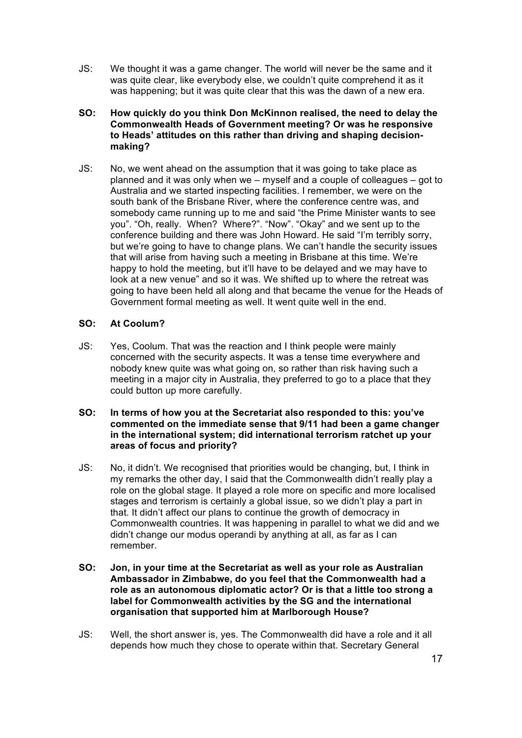JS: We thought it was a game changer. The world will never be the same and it was quite clear, like everybody else, we couldn't quite comprehend it as it was happening; but it was quite clear that this was the dawn of a new era.

**SO: How quickly do you think Don McKinnon realised, the need to delay the Commonwealth Heads of Government meeting? Or was he responsive to Heads' attitudes on this rather than driving and shaping decision-making?**

JS: No, we went ahead on the assumption that it was going to take place as planned and it was only when we – myself and a couple of colleagues – got to Australia and we started inspecting facilities. I remember, we were on the south bank of the Brisbane River, where the conference centre was, and somebody came running up to me and said "the Prime Minister wants to see you". "Oh, really. When? Where?". "Now". "Okay" and we sent up to the conference building and there was John Howard. He said "I'm terribly sorry, but we're going to have to change plans. We can't handle the security issues that will arise from having such a meeting in Brisbane at this time. We're happy to hold the meeting, but it'll have to be delayed and we may have to look at a new venue" and so it was. We shifted up to where the retreat was going to have been held all along and that became the venue for the Heads of Government formal meeting as well. It went quite well in the end.

**SO: At Coolum?**

JS: Yes, Coolum. That was the reaction and I think people were mainly concerned with the security aspects. It was a tense time everywhere and nobody knew quite was what going on, so rather than risk having such a meeting in a major city in Australia, they preferred to go to a place that they could button up more carefully.

**SO: In terms of how you at the Secretariat also responded to this: you've commented on the immediate sense that 9/11 had been a game changer in the international system; did international terrorism ratchet up your areas of focus and priority?**

JS: No, it didn't. We recognised that priorities would be changing, but, I think in my remarks the other day, I said that the Commonwealth didn't really play a role on the global stage. It played a role more on specific and more localised stages and terrorism is certainly a global issue, so we didn't play a part in that. It didn't affect our plans to continue the growth of democracy in Commonwealth countries. It was happening in parallel to what we did and we didn't change our modus operandi by anything at all, as far as I can remember.

**SO: Jon, in your time at the Secretariat as well as your role as Australian Ambassador in Zimbabwe, do you feel that the Commonwealth had a role as an autonomous diplomatic actor? Or is that a little too strong a label for Commonwealth activities by the SG and the international organisation that supported him at Marlborough House?**

JS: Well, the short answer is, yes. The Commonwealth did have a role and it all depends how much they chose to operate within that. Secretary General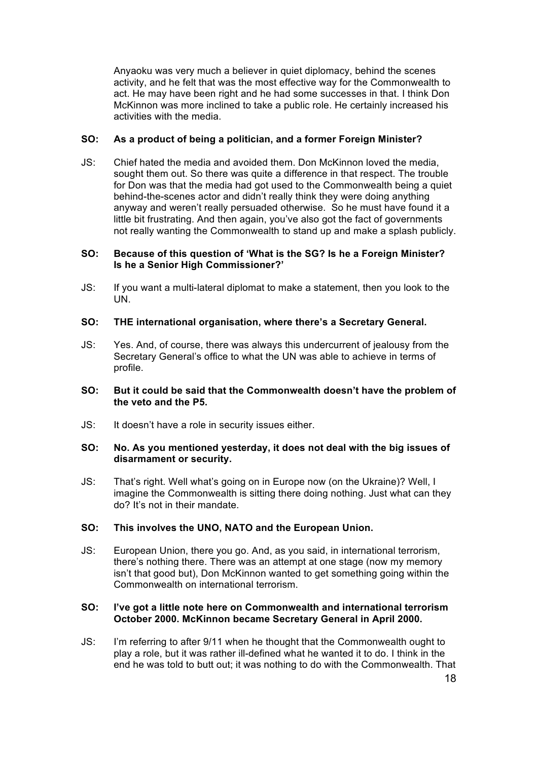Anyaoku was very much a believer in quiet diplomacy, behind the scenes activity, and he felt that was the most effective way for the Commonwealth to act. He may have been right and he had some successes in that. I think Don McKinnon was more inclined to take a public role. He certainly increased his activities with the media.

**SO: As a product of being a politician, and a former Foreign Minister?**

JS: Chief hated the media and avoided them. Don McKinnon loved the media, sought them out. So there was quite a difference in that respect. The trouble for Don was that the media had got used to the Commonwealth being a quiet behind-the-scenes actor and didn't really think they were doing anything anyway and weren't really persuaded otherwise. So he must have found it a little bit frustrating. And then again, you've also got the fact of governments not really wanting the Commonwealth to stand up and make a splash publicly.

**SO: Because of this question of 'What is the SG? Is he a Foreign Minister? Is he a Senior High Commissioner?'**

JS: If you want a multi-lateral diplomat to make a statement, then you look to the UN.

**SO: THE international organisation, where there's a Secretary General.**

JS: Yes. And, of course, there was always this undercurrent of jealousy from the Secretary General's office to what the UN was able to achieve in terms of profile.

**SO: But it could be said that the Commonwealth doesn't have the problem of the veto and the P5.**

JS: It doesn't have a role in security issues either.

**SO: No. As you mentioned yesterday, it does not deal with the big issues of disarmament or security.**

JS: That's right. Well what's going on in Europe now (on the Ukraine)? Well, I imagine the Commonwealth is sitting there doing nothing. Just what can they do? It's not in their mandate.

**SO: This involves the UNO, NATO and the European Union.**

JS: European Union, there you go. And, as you said, in international terrorism, there's nothing there. There was an attempt at one stage (now my memory isn't that good but), Don McKinnon wanted to get something going within the Commonwealth on international terrorism.

**SO: I've got a little note here on Commonwealth and international terrorism October 2000. McKinnon became Secretary General in April 2000.**

JS: I'm referring to after 9/11 when he thought that the Commonwealth ought to play a role, but it was rather ill-defined what he wanted it to do. I think in the end he was told to butt out; it was nothing to do with the Commonwealth. That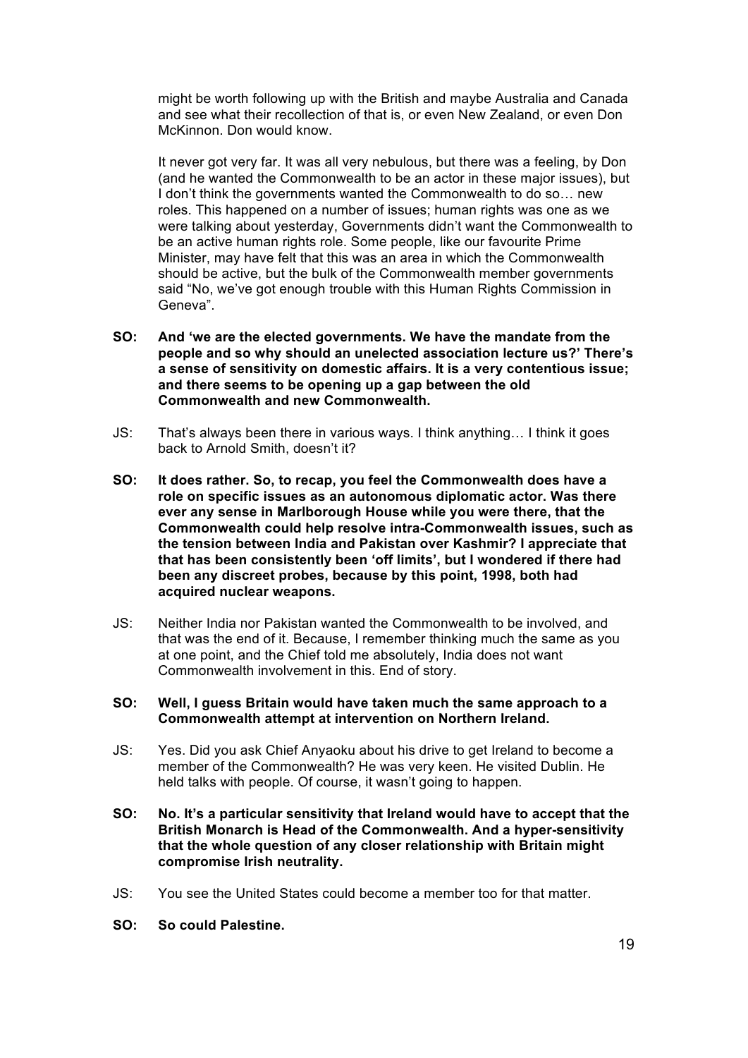might be worth following up with the British and maybe Australia and Canada and see what their recollection of that is, or even New Zealand, or even Don McKinnon. Don would know.

It never got very far. It was all very nebulous, but there was a feeling, by Don (and he wanted the Commonwealth to be an actor in these major issues), but I don't think the governments wanted the Commonwealth to do so… new roles. This happened on a number of issues; human rights was one as we were talking about yesterday, Governments didn't want the Commonwealth to be an active human rights role. Some people, like our favourite Prime Minister, may have felt that this was an area in which the Commonwealth should be active, but the bulk of the Commonwealth member governments said "No, we've got enough trouble with this Human Rights Commission in Geneva".

**SO: And 'we are the elected governments. We have the mandate from the people and so why should an unelected association lecture us?' There's a sense of sensitivity on domestic affairs. It is a very contentious issue; and there seems to be opening up a gap between the old Commonwealth and new Commonwealth.**

JS: That's always been there in various ways. I think anything… I think it goes back to Arnold Smith, doesn't it?

**SO: It does rather. So, to recap, you feel the Commonwealth does have a role on specific issues as an autonomous diplomatic actor. Was there ever any sense in Marlborough House while you were there, that the Commonwealth could help resolve intra-Commonwealth issues, such as the tension between India and Pakistan over Kashmir? I appreciate that that has been consistently been 'off limits', but I wondered if there had been any discreet probes, because by this point, 1998, both had acquired nuclear weapons.**

JS: Neither India nor Pakistan wanted the Commonwealth to be involved, and that was the end of it. Because, I remember thinking much the same as you at one point, and the Chief told me absolutely, India does not want Commonwealth involvement in this. End of story.

**SO: Well, I guess Britain would have taken much the same approach to a Commonwealth attempt at intervention on Northern Ireland.**

JS: Yes. Did you ask Chief Anyaoku about his drive to get Ireland to become a member of the Commonwealth? He was very keen. He visited Dublin. He held talks with people. Of course, it wasn't going to happen.

**SO: No. It's a particular sensitivity that Ireland would have to accept that the British Monarch is Head of the Commonwealth. And a hyper-sensitivity that the whole question of any closer relationship with Britain might compromise Irish neutrality.**

JS: You see the United States could become a member too for that matter.

**SO: So could Palestine.**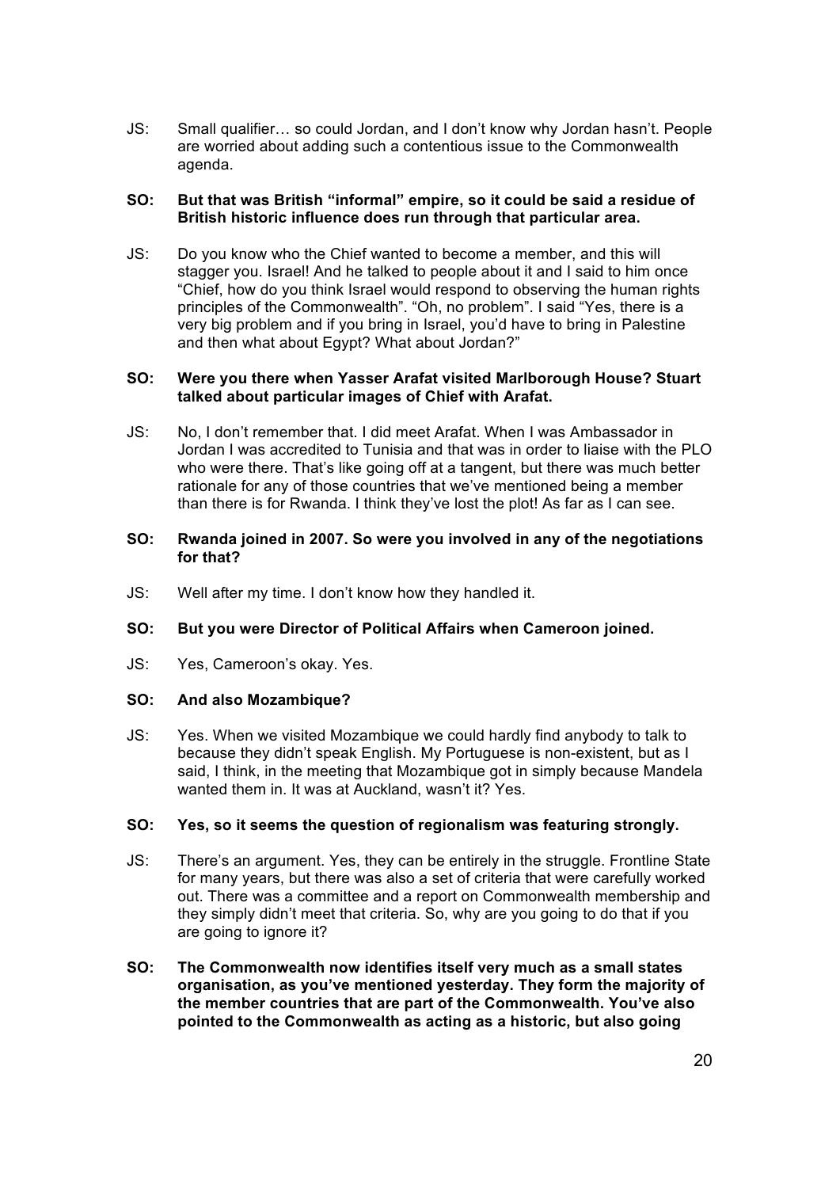JS: Small qualifier… so could Jordan, and I don't know why Jordan hasn't. People are worried about adding such a contentious issue to the Commonwealth agenda.

**SO: But that was British "informal" empire, so it could be said a residue of British historic influence does run through that particular area.**

JS: Do you know who the Chief wanted to become a member, and this will stagger you. Israel! And he talked to people about it and I said to him once "Chief, how do you think Israel would respond to observing the human rights principles of the Commonwealth". "Oh, no problem". I said "Yes, there is a very big problem and if you bring in Israel, you'd have to bring in Palestine and then what about Egypt? What about Jordan?"

**SO: Were you there when Yasser Arafat visited Marlborough House? Stuart talked about particular images of Chief with Arafat.**

JS: No, I don't remember that. I did meet Arafat. When I was Ambassador in Jordan I was accredited to Tunisia and that was in order to liaise with the PLO who were there. That's like going off at a tangent, but there was much better rationale for any of those countries that we've mentioned being a member than there is for Rwanda. I think they've lost the plot! As far as I can see.

**SO: Rwanda joined in 2007. So were you involved in any of the negotiations for that?**

JS: Well after my time. I don't know how they handled it.

**SO: But you were Director of Political Affairs when Cameroon joined.**

JS: Yes, Cameroon's okay. Yes.

**SO: And also Mozambique?**

JS: Yes. When we visited Mozambique we could hardly find anybody to talk to because they didn't speak English. My Portuguese is non-existent, but as I said, I think, in the meeting that Mozambique got in simply because Mandela wanted them in. It was at Auckland, wasn't it? Yes.

**SO: Yes, so it seems the question of regionalism was featuring strongly.**

JS: There's an argument. Yes, they can be entirely in the struggle. Frontline State for many years, but there was also a set of criteria that were carefully worked out. There was a committee and a report on Commonwealth membership and they simply didn't meet that criteria. So, why are you going to do that if you are going to ignore it?

**SO: The Commonwealth now identifies itself very much as a small states organisation, as you've mentioned yesterday. They form the majority of the member countries that are part of the Commonwealth. You've also pointed to the Commonwealth as acting as a historic, but also going**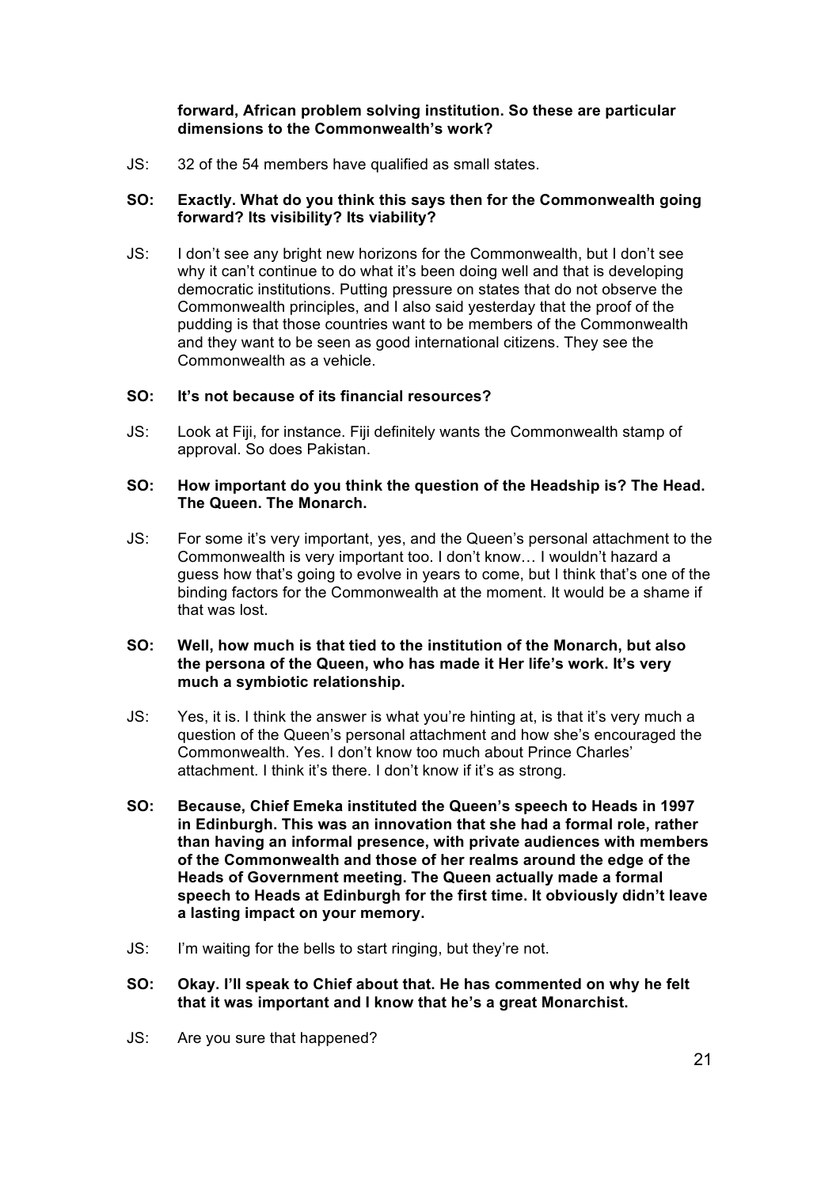**forward, African problem solving institution. So these are particular dimensions to the Commonwealth's work?**

JS: 32 of the 54 members have qualified as small states.

**SO: Exactly. What do you think this says then for the Commonwealth going forward? Its visibility? Its viability?**

JS: I don't see any bright new horizons for the Commonwealth, but I don't see why it can't continue to do what it's been doing well and that is developing democratic institutions. Putting pressure on states that do not observe the Commonwealth principles, and I also said yesterday that the proof of the pudding is that those countries want to be members of the Commonwealth and they want to be seen as good international citizens. They see the Commonwealth as a vehicle.

**SO: It's not because of its financial resources?**

JS: Look at Fiji, for instance. Fiji definitely wants the Commonwealth stamp of approval. So does Pakistan.

**SO: How important do you think the question of the Headship is? The Head. The Queen. The Monarch.**

JS: For some it's very important, yes, and the Queen's personal attachment to the Commonwealth is very important too. I don't know… I wouldn't hazard a guess how that's going to evolve in years to come, but I think that's one of the binding factors for the Commonwealth at the moment. It would be a shame if that was lost.

**SO: Well, how much is that tied to the institution of the Monarch, but also the persona of the Queen, who has made it Her life's work. It's very much a symbiotic relationship.**

JS: Yes, it is. I think the answer is what you're hinting at, is that it's very much a question of the Queen's personal attachment and how she's encouraged the Commonwealth. Yes. I don't know too much about Prince Charles' attachment. I think it's there. I don't know if it's as strong.

**SO: Because, Chief Emeka instituted the Queen's speech to Heads in 1997 in Edinburgh. This was an innovation that she had a formal role, rather than having an informal presence, with private audiences with members of the Commonwealth and those of her realms around the edge of the Heads of Government meeting. The Queen actually made a formal speech to Heads at Edinburgh for the first time. It obviously didn't leave a lasting impact on your memory.**

JS: I'm waiting for the bells to start ringing, but they're not.

**SO: Okay. I'll speak to Chief about that. He has commented on why he felt that it was important and I know that he's a great Monarchist.**

JS: Are you sure that happened?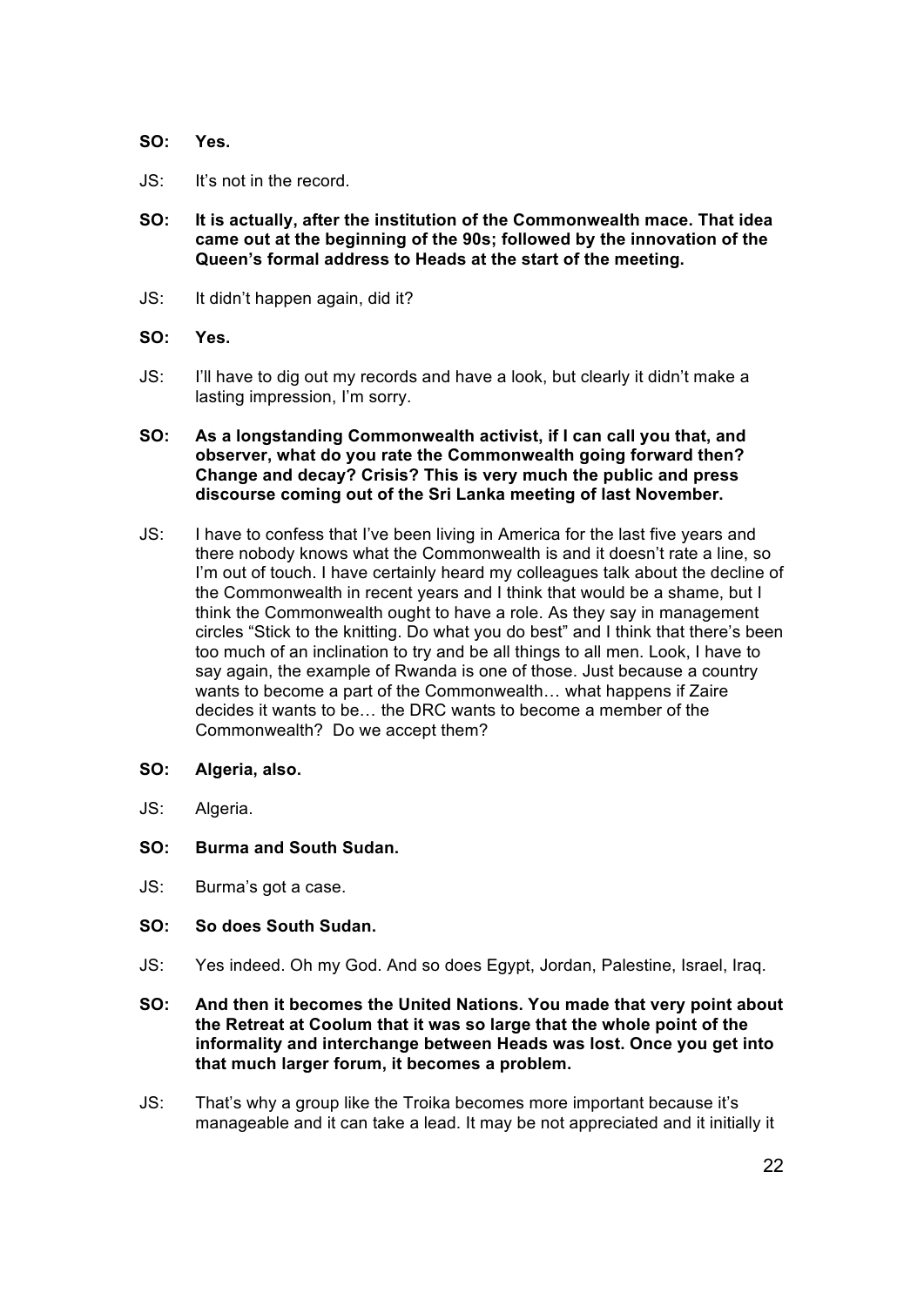**SO: Yes.**

JS: It's not in the record.

**SO: It is actually, after the institution of the Commonwealth mace. That idea came out at the beginning of the 90s; followed by the innovation of the Queen's formal address to Heads at the start of the meeting.**

JS: It didn't happen again, did it?

**SO: Yes.**

JS: I'll have to dig out my records and have a look, but clearly it didn't make a lasting impression, I'm sorry.

**SO: As a longstanding Commonwealth activist, if I can call you that, and observer, what do you rate the Commonwealth going forward then? Change and decay? Crisis? This is very much the public and press discourse coming out of the Sri Lanka meeting of last November.**

JS: I have to confess that I've been living in America for the last five years and there nobody knows what the Commonwealth is and it doesn't rate a line, so I'm out of touch. I have certainly heard my colleagues talk about the decline of the Commonwealth in recent years and I think that would be a shame, but I think the Commonwealth ought to have a role. As they say in management circles "Stick to the knitting. Do what you do best" and I think that there's been too much of an inclination to try and be all things to all men. Look, I have to say again, the example of Rwanda is one of those. Just because a country wants to become a part of the Commonwealth… what happens if Zaire decides it wants to be… the DRC wants to become a member of the Commonwealth? Do we accept them?

**SO: Algeria, also.**

JS: Algeria.

**SO: Burma and South Sudan.**

JS: Burma's got a case.

**SO: So does South Sudan.**

JS: Yes indeed. Oh my God. And so does Egypt, Jordan, Palestine, Israel, Iraq.

**SO: And then it becomes the United Nations. You made that very point about the Retreat at Coolum that it was so large that the whole point of the informality and interchange between Heads was lost. Once you get into that much larger forum, it becomes a problem.**

JS: That's why a group like the Troika becomes more important because it's manageable and it can take a lead. It may be not appreciated and it initially it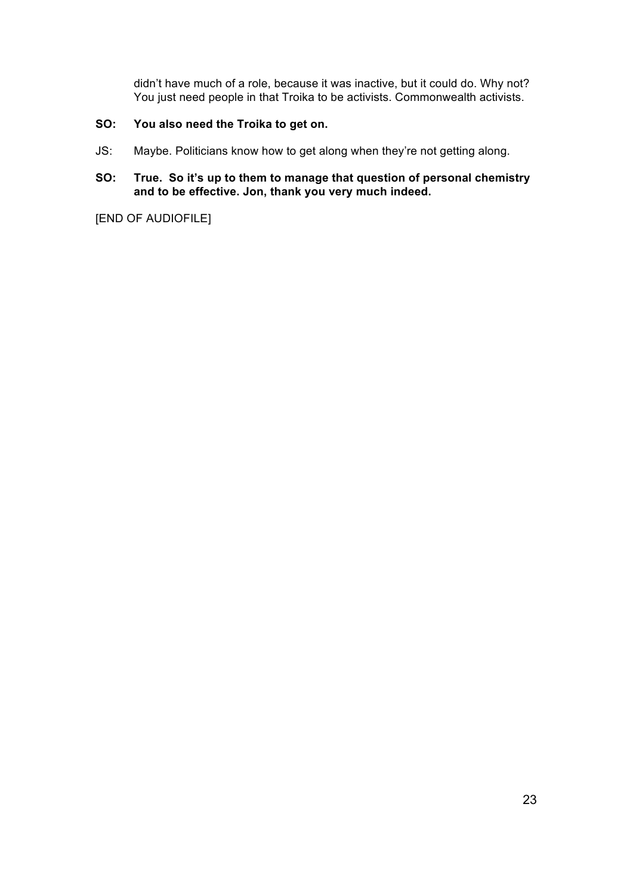didn't have much of a role, because it was inactive, but it could do. Why not? You just need people in that Troika to be activists. Commonwealth activists.

**SO: You also need the Troika to get on.**

JS: Maybe. Politicians know how to get along when they're not getting along.

**SO: True. So it's up to them to manage that question of personal chemistry and to be effective. Jon, thank you very much indeed.**

[END OF AUDIOFILE]